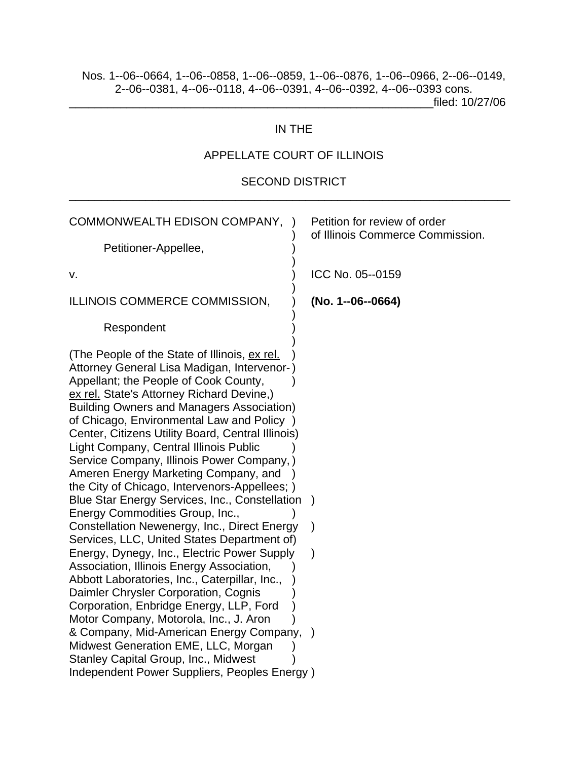Nos. 1--06--0664, 1--06--0858, 1--06--0859, 1--06--0876, 1--06--0966, 2--06--0149, 2--06--0381, 4--06--0118, 4--06--0391, 4--06--0392, 4--06--0393 cons.

filed: 10/27/06

IN THE

APPELLATE COURT OF ILLINOIS

SECOND DISTRICT

---

COMMONWEALTH EDISON COMPANY, ) Petition for review of order
) of Illinois Commerce Commission.
Petitioner-Appellee, )
)
v. ) ICC No. 05--0159
)
ILLINOIS COMMERCE COMMISSION, ) **(No. 1--06--0664)**
)
Respondent )
)
(The People of the State of Illinois, ex rel. )
Attorney General Lisa Madigan, Intervenor- )
Appellant; the People of Cook County, )
ex rel. State's Attorney Richard Devine,)
Building Owners and Managers Association)
of Chicago, Environmental Law and Policy )
Center, Citizens Utility Board, Central Illinois)
Light Company, Central Illinois Public )
Service Company, Illinois Power Company, )
Ameren Energy Marketing Company, and )
the City of Chicago, Intervenors-Appellees; )
Blue Star Energy Services, Inc., Constellation )
Energy Commodities Group, Inc., )
Constellation Newenergy, Inc., Direct Energy )
Services, LLC, United States Department of)
Energy, Dynegy, Inc., Electric Power Supply )
Association, Illinois Energy Association, )
Abbott Laboratories, Inc., Caterpillar, Inc., )
Daimler Chrysler Corporation, Cognis )
Corporation, Enbridge Energy, LLP, Ford )
Motor Company, Motorola, Inc., J. Aron )
& Company, Mid-American Energy Company, )
Midwest Generation EME, LLC, Morgan )
Stanley Capital Group, Inc., Midwest )
Independent Power Suppliers, Peoples Energy )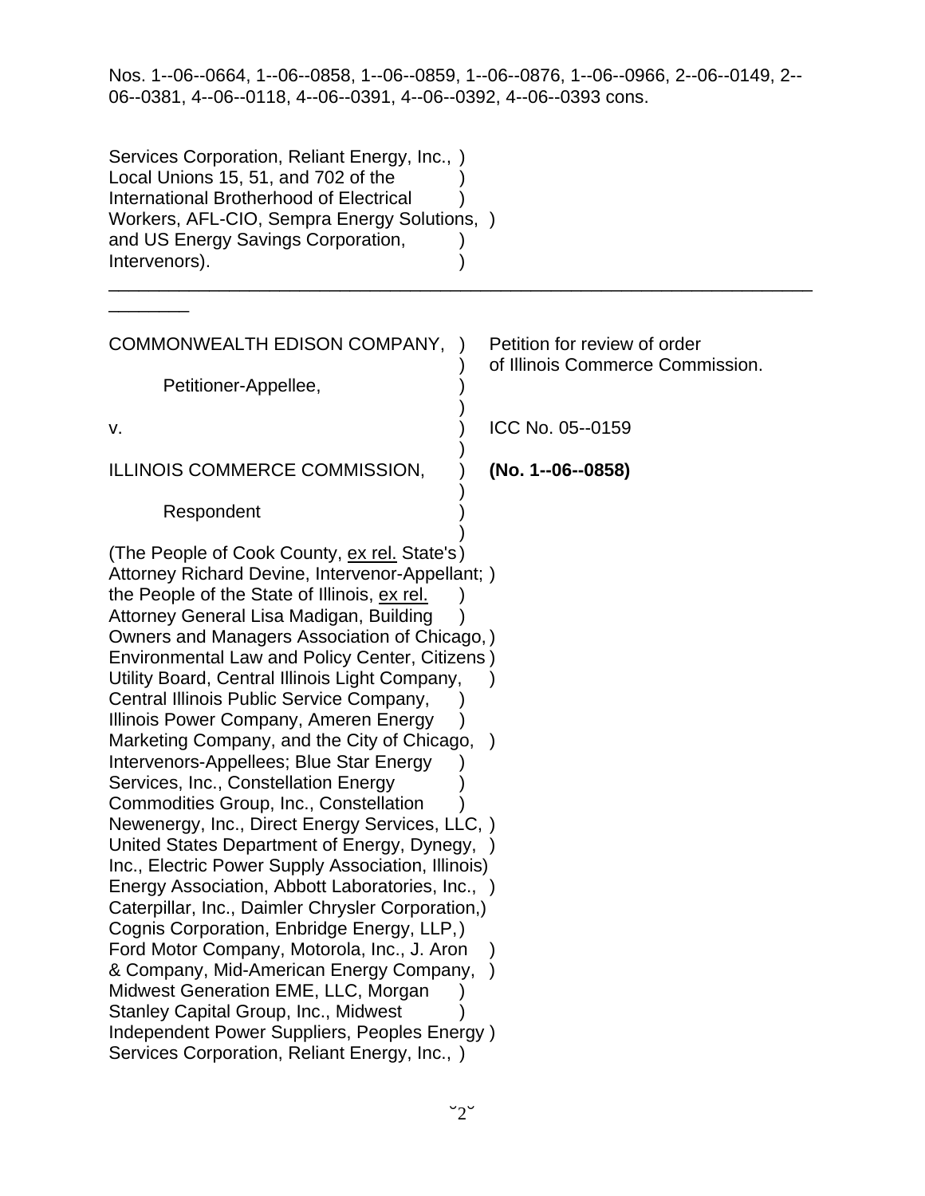Nos. 1--06--0664, 1--06--0858, 1--06--0859, 1--06--0876, 1--06--0966, 2--06--0149, 2--06--0381, 4--06--0118, 4--06--0391, 4--06--0392, 4--06--0393 cons.

Services Corporation, Reliant Energy, Inc., )
Local Unions 15, 51, and 702 of the )
International Brotherhood of Electrical )
Workers, AFL-CIO, Sempra Energy Solutions, )
and US Energy Savings Corporation, )
Intervenors). )

---

COMMONWEALTH EDISON COMPANY, ) Petition for review of order
) of Illinois Commerce Commission.
Petitioner-Appellee, )
)
v. ) ICC No. 05--0159
)
ILLINOIS COMMERCE COMMISSION, ) **(No. 1--06--0858)**
)
Respondent )
)
(The People of Cook County, ex rel. State's )
Attorney Richard Devine, Intervenor-Appellant; )
the People of the State of Illinois, ex rel. )
Attorney General Lisa Madigan, Building )
Owners and Managers Association of Chicago, )
Environmental Law and Policy Center, Citizens )
Utility Board, Central Illinois Light Company, )
Central Illinois Public Service Company, )
Illinois Power Company, Ameren Energy )
Marketing Company, and the City of Chicago, )
Intervenors-Appellees; Blue Star Energy )
Services, Inc., Constellation Energy )
Commodities Group, Inc., Constellation )
Newenergy, Inc., Direct Energy Services, LLC, )
United States Department of Energy, Dynegy, )
Inc., Electric Power Supply Association, Illinois)
Energy Association, Abbott Laboratories, Inc., )
Caterpillar, Inc., Daimler Chrysler Corporation,)
Cognis Corporation, Enbridge Energy, LLP, )
Ford Motor Company, Motorola, Inc., J. Aron )
& Company, Mid-American Energy Company, )
Midwest Generation EME, LLC, Morgan )
Stanley Capital Group, Inc., Midwest )
Independent Power Suppliers, Peoples Energy )
Services Corporation, Reliant Energy, Inc., )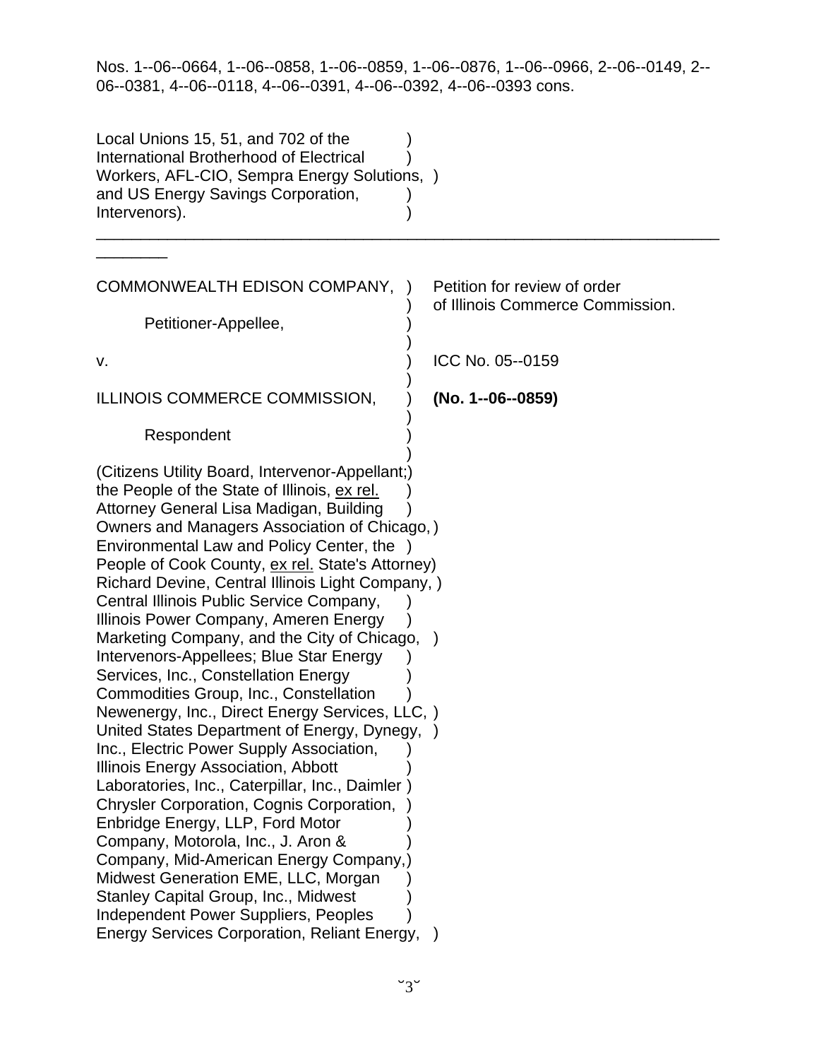Nos. 1--06--0664, 1--06--0858, 1--06--0859, 1--06--0876, 1--06--0966, 2--06--0149, 2--06--0381, 4--06--0118, 4--06--0391, 4--06--0392, 4--06--0393 cons.

Local Unions 15, 51, and 702 of the International Brotherhood of Electrical Workers, AFL-CIO, Sempra Energy Solutions, and US Energy Savings Corporation, Intervenors).

---

| | |
|---|---|
| COMMONWEALTH EDISON COMPANY, | Petition for review of order of Illinois Commerce Commission. |
| Petitioner-Appellee, | |
| v. | ICC No. 05--0159 |
| ILLINOIS COMMERCE COMMISSION, | **(No. 1--06--0859)** |
| Respondent | |

(Citizens Utility Board, Intervenor-Appellant; the People of the State of Illinois, ex rel. Attorney General Lisa Madigan, Building Owners and Managers Association of Chicago, Environmental Law and Policy Center, the People of Cook County, ex rel. State's Attorney Richard Devine, Central Illinois Light Company, Central Illinois Public Service Company, Illinois Power Company, Ameren Energy Marketing Company, and the City of Chicago, Intervenors-Appellees; Blue Star Energy Services, Inc., Constellation Energy Commodities Group, Inc., Constellation Newenergy, Inc., Direct Energy Services, LLC, United States Department of Energy, Dynegy, Inc., Electric Power Supply Association, Illinois Energy Association, Abbott Laboratories, Inc., Caterpillar, Inc., Daimler Chrysler Corporation, Cognis Corporation, Enbridge Energy, LLP, Ford Motor Company, Motorola, Inc., J. Aron & Company, Mid-American Energy Company, Midwest Generation EME, LLC, Morgan Stanley Capital Group, Inc., Midwest Independent Power Suppliers, Peoples Energy Services Corporation, Reliant Energy,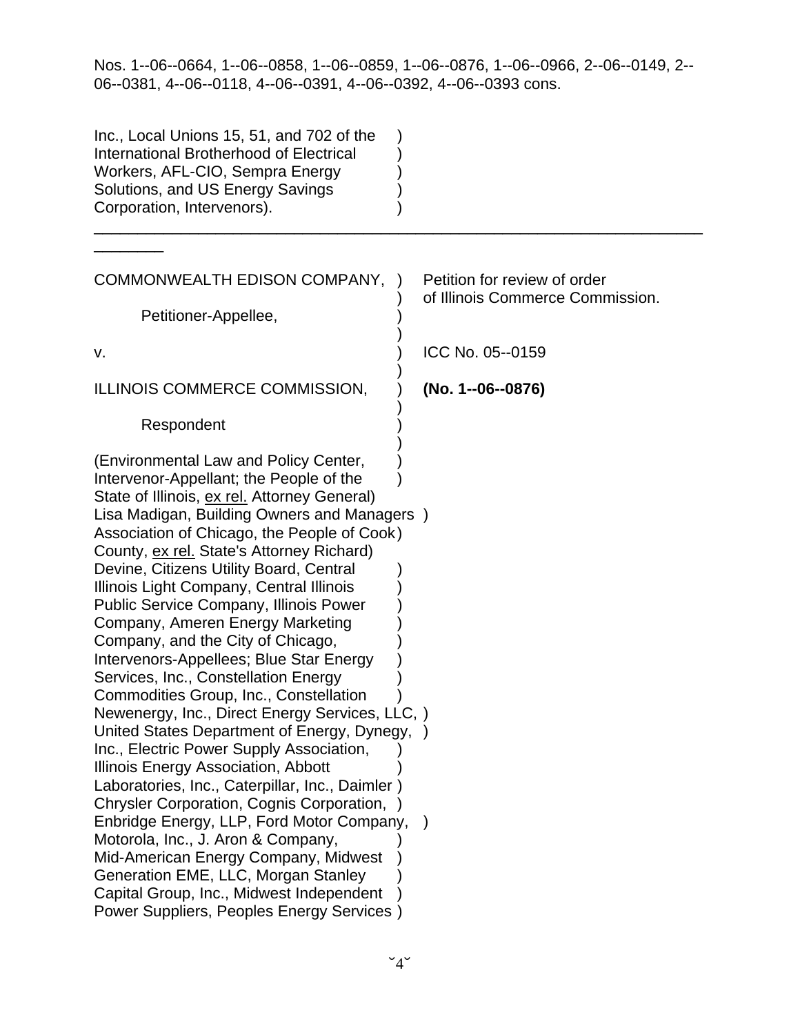Nos. 1--06--0664, 1--06--0858, 1--06--0859, 1--06--0876, 1--06--0966, 2--06--0149, 2--06--0381, 4--06--0118, 4--06--0391, 4--06--0392, 4--06--0393 cons.

Inc., Local Unions 15, 51, and 702 of the International Brotherhood of Electrical Workers, AFL-CIO, Sempra Energy Solutions, and US Energy Savings Corporation, Intervenors).

---

COMMONWEALTH EDISON COMPANY,

Petitioner-Appellee,

v.

ILLINOIS COMMERCE COMMISSION,

Respondent

(Environmental Law and Policy Center, Intervenor-Appellant; the People of the State of Illinois, ex rel. Attorney General Lisa Madigan, Building Owners and Managers Association of Chicago, the People of Cook County, ex rel. State's Attorney Richard Devine, Citizens Utility Board, Central Illinois Light Company, Central Illinois Public Service Company, Illinois Power Company, Ameren Energy Marketing Company, and the City of Chicago, Intervenors-Appellees; Blue Star Energy Services, Inc., Constellation Energy Commodities Group, Inc., Constellation Newenergy, Inc., Direct Energy Services, LLC, United States Department of Energy, Dynegy, Inc., Electric Power Supply Association, Illinois Energy Association, Abbott Laboratories, Inc., Caterpillar, Inc., Daimler Chrysler Corporation, Cognis Corporation, Enbridge Energy, LLP, Ford Motor Company, Motorola, Inc., J. Aron & Company, Mid-American Energy Company, Midwest Generation EME, LLC, Morgan Stanley Capital Group, Inc., Midwest Independent Power Suppliers, Peoples Energy Services

Petition for review of order of Illinois Commerce Commission.

ICC No. 05--0159

**(No. 1--06--0876)**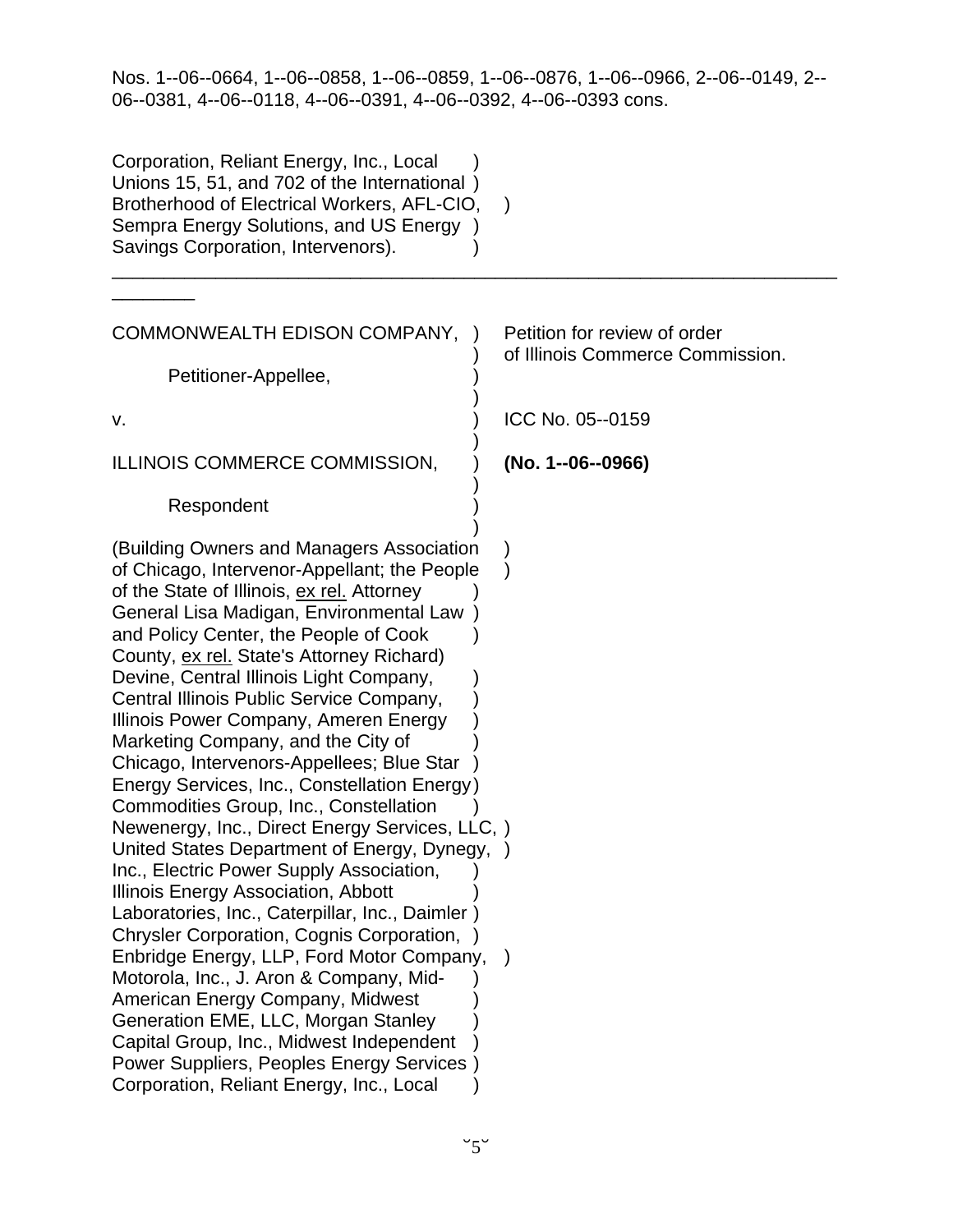Nos. 1--06--0664, 1--06--0858, 1--06--0859, 1--06--0876, 1--06--0966, 2--06--0149, 2--06--0381, 4--06--0118, 4--06--0391, 4--06--0392, 4--06--0393 cons.

Corporation, Reliant Energy, Inc., Local Unions 15, 51, and 702 of the International Brotherhood of Electrical Workers, AFL-CIO, Sempra Energy Solutions, and US Energy Savings Corporation, Intervenors).

---

| | |
|---|---|
| COMMONWEALTH EDISON COMPANY, | Petition for review of order of Illinois Commerce Commission. |
| Petitioner-Appellee, | |
| v. | ICC No. 05--0159 |
| ILLINOIS COMMERCE COMMISSION, | **(No. 1--06--0966)** |
| Respondent | |

(Building Owners and Managers Association of Chicago, Intervenor-Appellant; the People of the State of Illinois, ex rel. Attorney General Lisa Madigan, Environmental Law and Policy Center, the People of Cook County, ex rel. State's Attorney Richard Devine, Central Illinois Light Company, Central Illinois Public Service Company, Illinois Power Company, Ameren Energy Marketing Company, and the City of Chicago, Intervenors-Appellees; Blue Star Energy Services, Inc., Constellation Energy Commodities Group, Inc., Constellation Newenergy, Inc., Direct Energy Services, LLC, United States Department of Energy, Dynegy, Inc., Electric Power Supply Association, Illinois Energy Association, Abbott Laboratories, Inc., Caterpillar, Inc., Daimler Chrysler Corporation, Cognis Corporation, Enbridge Energy, LLP, Ford Motor Company, Motorola, Inc., J. Aron & Company, Mid-American Energy Company, Midwest Generation EME, LLC, Morgan Stanley Capital Group, Inc., Midwest Independent Power Suppliers, Peoples Energy Services Corporation, Reliant Energy, Inc., Local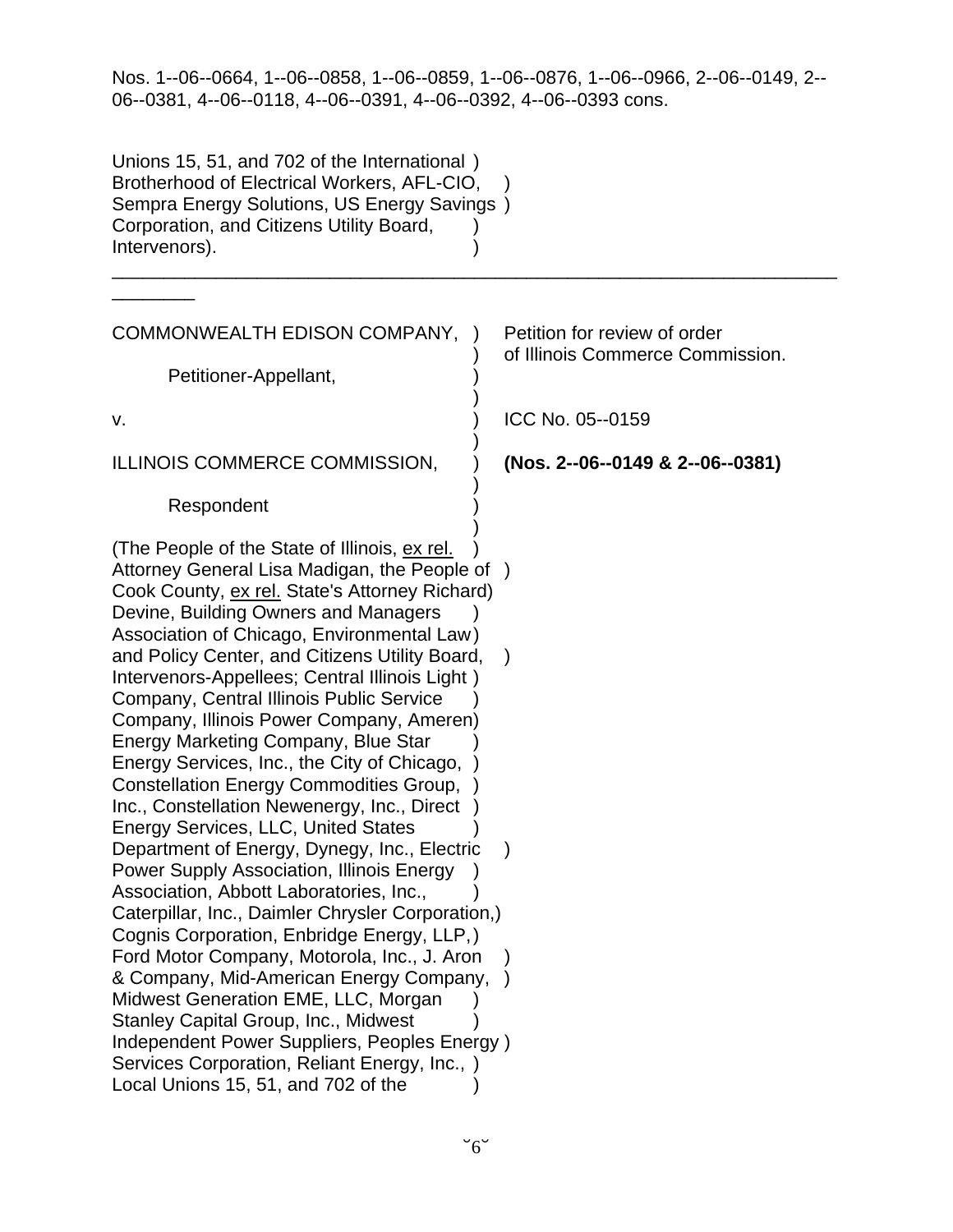Nos. 1--06--0664, 1--06--0858, 1--06--0859, 1--06--0876, 1--06--0966, 2--06--0149, 2--06--0381, 4--06--0118, 4--06--0391, 4--06--0392, 4--06--0393 cons.

Unions 15, 51, and 702 of the International Brotherhood of Electrical Workers, AFL-CIO, Sempra Energy Solutions, US Energy Savings Corporation, and Citizens Utility Board, Intervenors).

---

| | |
|---|---|
| COMMONWEALTH EDISON COMPANY,<br><br>Petitioner-Appellant,<br><br>v.<br><br>ILLINOIS COMMERCE COMMISSION,<br><br>Respondent<br><br>(The People of the State of Illinois, ex rel. Attorney General Lisa Madigan, the People of Cook County, ex rel. State's Attorney Richard Devine, Building Owners and Managers Association of Chicago, Environmental Law and Policy Center, and Citizens Utility Board, Intervenors-Appellees; Central Illinois Light Company, Central Illinois Public Service Company, Illinois Power Company, Ameren Energy Marketing Company, Blue Star Energy Services, Inc., the City of Chicago, Constellation Energy Commodities Group, Inc., Constellation Newenergy, Inc., Direct Energy Services, LLC, United States Department of Energy, Dynegy, Inc., Electric Power Supply Association, Illinois Energy Association, Abbott Laboratories, Inc., Caterpillar, Inc., Daimler Chrysler Corporation, Cognis Corporation, Enbridge Energy, LLP, Ford Motor Company, Motorola, Inc., J. Aron & Company, Mid-American Energy Company, Midwest Generation EME, LLC, Morgan Stanley Capital Group, Inc., Midwest Independent Power Suppliers, Peoples Energy Services Corporation, Reliant Energy, Inc., Local Unions 15, 51, and 702 of the | Petition for review of order of Illinois Commerce Commission.<br><br>ICC No. 05--0159<br><br>**(Nos. 2--06--0149 & 2--06--0381)** |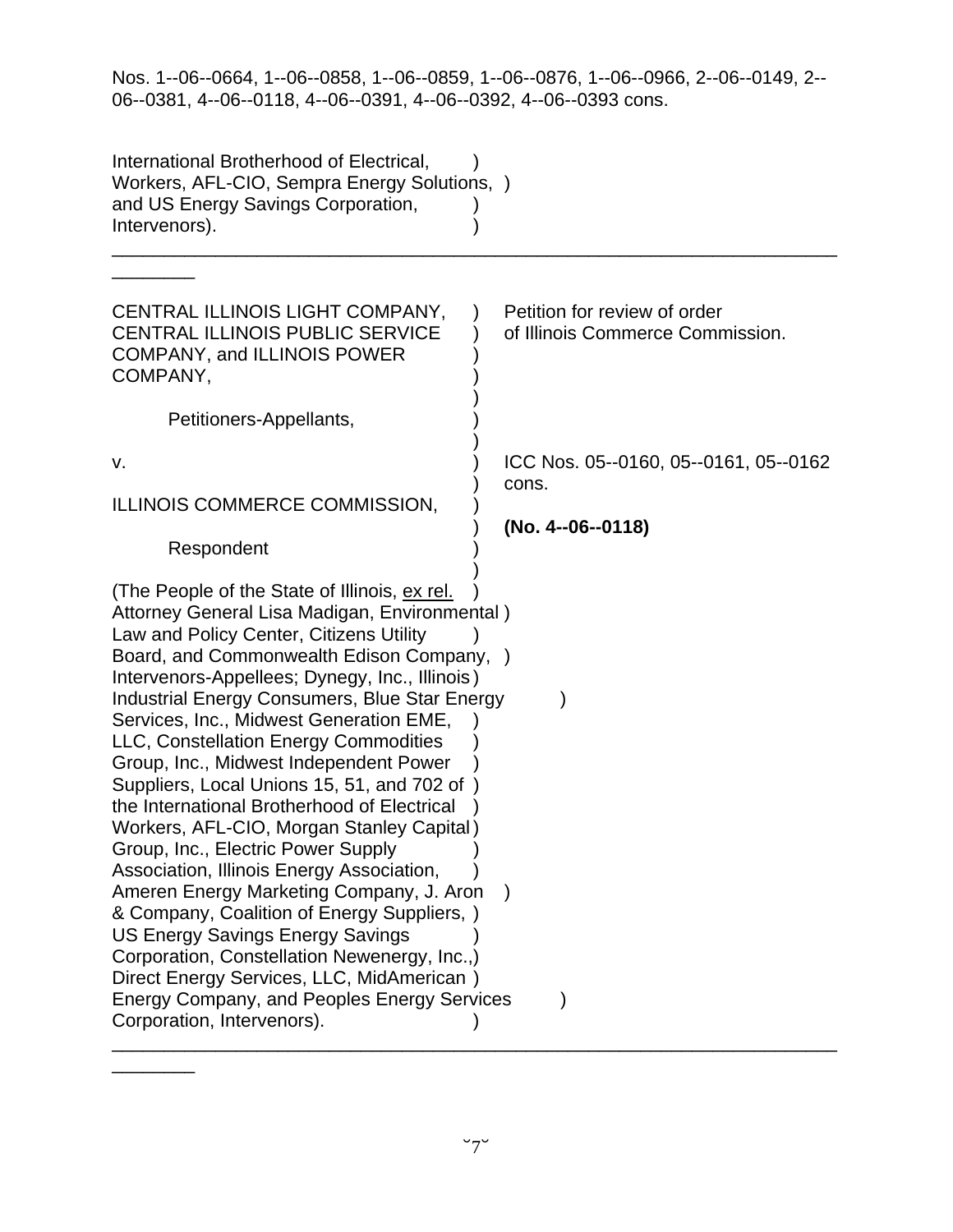Nos. 1--06--0664, 1--06--0858, 1--06--0859, 1--06--0876, 1--06--0966, 2--06--0149, 2--06--0381, 4--06--0118, 4--06--0391, 4--06--0392, 4--06--0393 cons.

International Brotherhood of Electrical, Workers, AFL-CIO, Sempra Energy Solutions, and US Energy Savings Corporation, Intervenors).

---

| | |
|---|---|
| CENTRAL ILLINOIS LIGHT COMPANY, CENTRAL ILLINOIS PUBLIC SERVICE COMPANY, and ILLINOIS POWER COMPANY, | Petition for review of order of Illinois Commerce Commission. |
| Petitioners-Appellants, | |
| v. | ICC Nos. 05--0160, 05--0161, 05--0162 cons. |
| ILLINOIS COMMERCE COMMISSION, | **(No. 4--06--0118)** |
| Respondent | |

(The People of the State of Illinois, ex rel. Attorney General Lisa Madigan, Environmental Law and Policy Center, Citizens Utility Board, and Commonwealth Edison Company, Intervenors-Appellees; Dynegy, Inc., Illinois Industrial Energy Consumers, Blue Star Energy Services, Inc., Midwest Generation EME, LLC, Constellation Energy Commodities Group, Inc., Midwest Independent Power Suppliers, Local Unions 15, 51, and 702 of the International Brotherhood of Electrical Workers, AFL-CIO, Morgan Stanley Capital Group, Inc., Electric Power Supply Association, Illinois Energy Association, Ameren Energy Marketing Company, J. Aron & Company, Coalition of Energy Suppliers, US Energy Savings Energy Savings Corporation, Constellation Newenergy, Inc., Direct Energy Services, LLC, MidAmerican Energy Company, and Peoples Energy Services Corporation, Intervenors).

---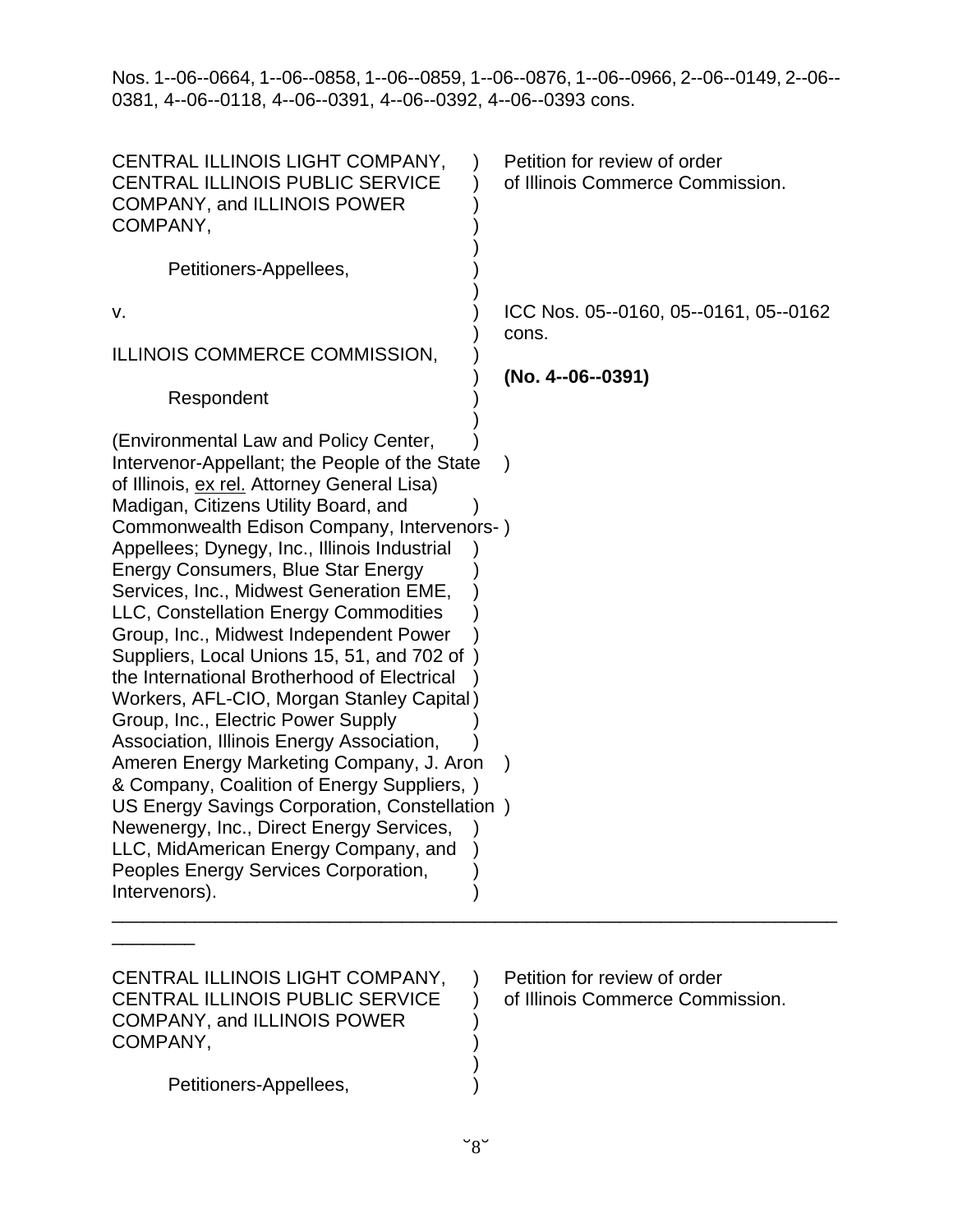Nos. 1--06--0664, 1--06--0858, 1--06--0859, 1--06--0876, 1--06--0966, 2--06--0149, 2--06--0381, 4--06--0118, 4--06--0391, 4--06--0392, 4--06--0393 cons.

CENTRAL ILLINOIS LIGHT COMPANY, CENTRAL ILLINOIS PUBLIC SERVICE COMPANY, and ILLINOIS POWER COMPANY,

Petitioners-Appellees,

v.

ILLINOIS COMMERCE COMMISSION,

Respondent

(Environmental Law and Policy Center, Intervenor-Appellant; the People of the State of Illinois, ex rel. Attorney General Lisa Madigan, Citizens Utility Board, and Commonwealth Edison Company, Intervenors-Appellees; Dynegy, Inc., Illinois Industrial Energy Consumers, Blue Star Energy Services, Inc., Midwest Generation EME, LLC, Constellation Energy Commodities Group, Inc., Midwest Independent Power Suppliers, Local Unions 15, 51, and 702 of the International Brotherhood of Electrical Workers, AFL-CIO, Morgan Stanley Capital Group, Inc., Electric Power Supply Association, Illinois Energy Association, Ameren Energy Marketing Company, J. Aron & Company, Coalition of Energy Suppliers, US Energy Savings Corporation, Constellation Newenergy, Inc., Direct Energy Services, LLC, MidAmerican Energy Company, and Peoples Energy Services Corporation, Intervenors).

Petition for review of order of Illinois Commerce Commission.

ICC Nos. 05--0160, 05--0161, 05--0162 cons.

**(No. 4--06--0391)**

---

CENTRAL ILLINOIS LIGHT COMPANY, CENTRAL ILLINOIS PUBLIC SERVICE COMPANY, and ILLINOIS POWER COMPANY,

Petitioners-Appellees,

Petition for review of order of Illinois Commerce Commission.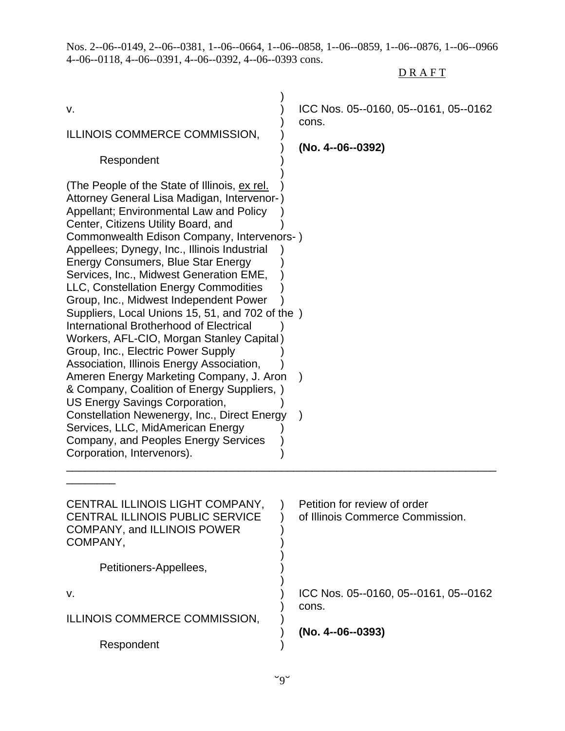Nos. 2--06--0149, 2--06--0381, 1--06--0664, 1--06--0858, 1--06--0859, 1--06--0876, 1--06--0966
4--06--0118, 4--06--0391, 4--06--0392, 4--06--0393 cons.

D R A F T

| | |
|---|---|
| v. | ICC Nos. 05--0160, 05--0161, 05--0162 cons. |
| ILLINOIS COMMERCE COMMISSION, | **(No. 4--06--0392)** |
| Respondent | |
| (The People of the State of Illinois, ex rel. Attorney General Lisa Madigan, Intervenor-Appellant; Environmental Law and Policy Center, Citizens Utility Board, and Commonwealth Edison Company, Intervenors-Appellees; Dynegy, Inc., Illinois Industrial Energy Consumers, Blue Star Energy Services, Inc., Midwest Generation EME, LLC, Constellation Energy Commodities Group, Inc., Midwest Independent Power Suppliers, Local Unions 15, 51, and 702 of the International Brotherhood of Electrical Workers, AFL-CIO, Morgan Stanley Capital Group, Inc., Electric Power Supply Association, Illinois Energy Association, Ameren Energy Marketing Company, J. Aron & Company, Coalition of Energy Suppliers, US Energy Savings Corporation, Constellation Newenergy, Inc., Direct Energy Services, LLC, MidAmerican Energy Company, and Peoples Energy Services Corporation, Intervenors). | |

---

| | |
|---|---|
| CENTRAL ILLINOIS LIGHT COMPANY, CENTRAL ILLINOIS PUBLIC SERVICE COMPANY, and ILLINOIS POWER COMPANY, | Petition for review of order of Illinois Commerce Commission. |
| Petitioners-Appellees, | |
| v. | ICC Nos. 05--0160, 05--0161, 05--0162 cons. |
| ILLINOIS COMMERCE COMMISSION, | **(No. 4--06--0393)** |
| Respondent | |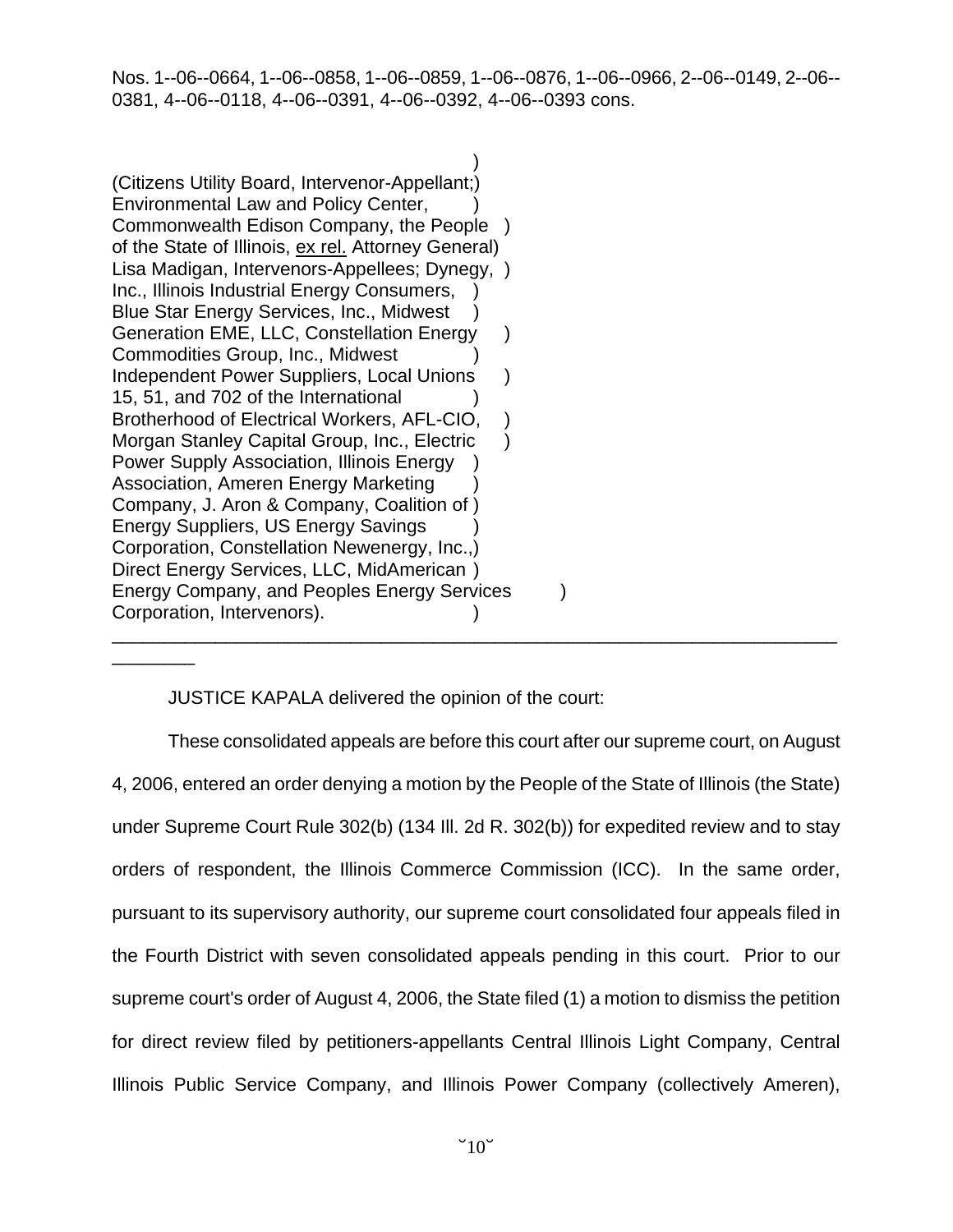Nos. 1--06--0664, 1--06--0858, 1--06--0859, 1--06--0876, 1--06--0966, 2--06--0149, 2--06--0381, 4--06--0118, 4--06--0391, 4--06--0392, 4--06--0393 cons.

(Citizens Utility Board, Intervenor-Appellant; Environmental Law and Policy Center, Commonwealth Edison Company, the People of the State of Illinois, ex rel. Attorney General Lisa Madigan, Intervenors-Appellees; Dynegy, Inc., Illinois Industrial Energy Consumers, Blue Star Energy Services, Inc., Midwest Generation EME, LLC, Constellation Energy Commodities Group, Inc., Midwest Independent Power Suppliers, Local Unions 15, 51, and 702 of the International Brotherhood of Electrical Workers, AFL-CIO, Morgan Stanley Capital Group, Inc., Electric Power Supply Association, Illinois Energy Association, Ameren Energy Marketing Company, J. Aron & Company, Coalition of Energy Suppliers, US Energy Savings Corporation, Constellation Newenergy, Inc., Direct Energy Services, LLC, MidAmerican Energy Company, and Peoples Energy Services Corporation, Intervenors).

---

JUSTICE KAPALA delivered the opinion of the court:

These consolidated appeals are before this court after our supreme court, on August 4, 2006, entered an order denying a motion by the People of the State of Illinois (the State) under Supreme Court Rule 302(b) (134 Ill. 2d R. 302(b)) for expedited review and to stay orders of respondent, the Illinois Commerce Commission (ICC). In the same order, pursuant to its supervisory authority, our supreme court consolidated four appeals filed in the Fourth District with seven consolidated appeals pending in this court. Prior to our supreme court's order of August 4, 2006, the State filed (1) a motion to dismiss the petition for direct review filed by petitioners-appellants Central Illinois Light Company, Central Illinois Public Service Company, and Illinois Power Company (collectively Ameren),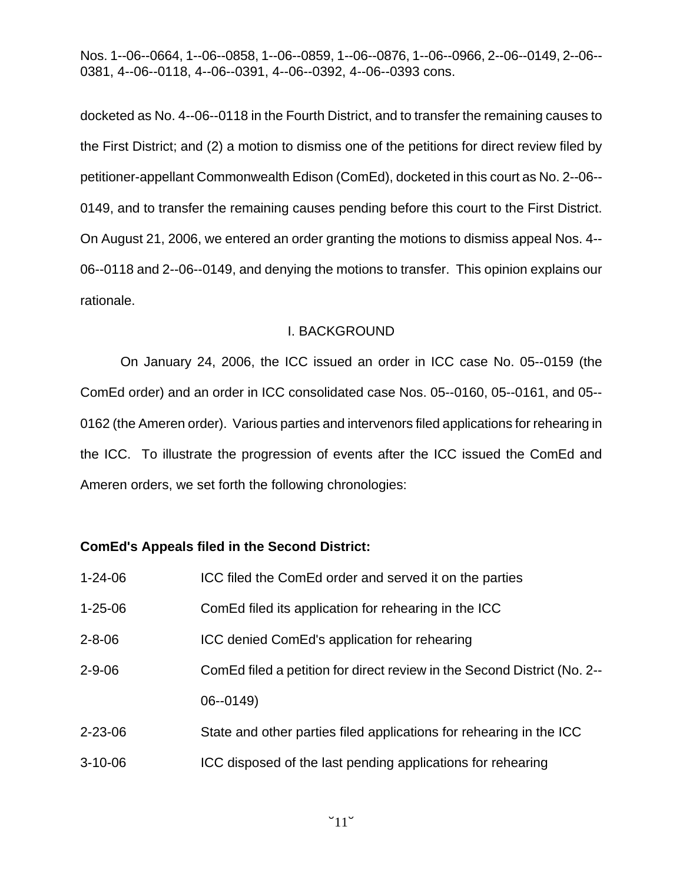docketed as No. 4--06--0118 in the Fourth District, and to transfer the remaining causes to the First District; and (2) a motion to dismiss one of the petitions for direct review filed by petitioner-appellant Commonwealth Edison (ComEd), docketed in this court as No. 2--06--0149, and to transfer the remaining causes pending before this court to the First District. On August 21, 2006, we entered an order granting the motions to dismiss appeal Nos. 4--06--0118 and 2--06--0149, and denying the motions to transfer. This opinion explains our rationale.

## I. BACKGROUND

On January 24, 2006, the ICC issued an order in ICC case No. 05--0159 (the ComEd order) and an order in ICC consolidated case Nos. 05--0160, 05--0161, and 05--0162 (the Ameren order). Various parties and intervenors filed applications for rehearing in the ICC. To illustrate the progression of events after the ICC issued the ComEd and Ameren orders, we set forth the following chronologies:

**ComEd's Appeals filed in the Second District:**

| | |
|---|---|
| 1-24-06 | ICC filed the ComEd order and served it on the parties |
| 1-25-06 | ComEd filed its application for rehearing in the ICC |
| 2-8-06 | ICC denied ComEd's application for rehearing |
| 2-9-06 | ComEd filed a petition for direct review in the Second District (No. 2--06--0149) |
| 2-23-06 | State and other parties filed applications for rehearing in the ICC |
| 3-10-06 | ICC disposed of the last pending applications for rehearing |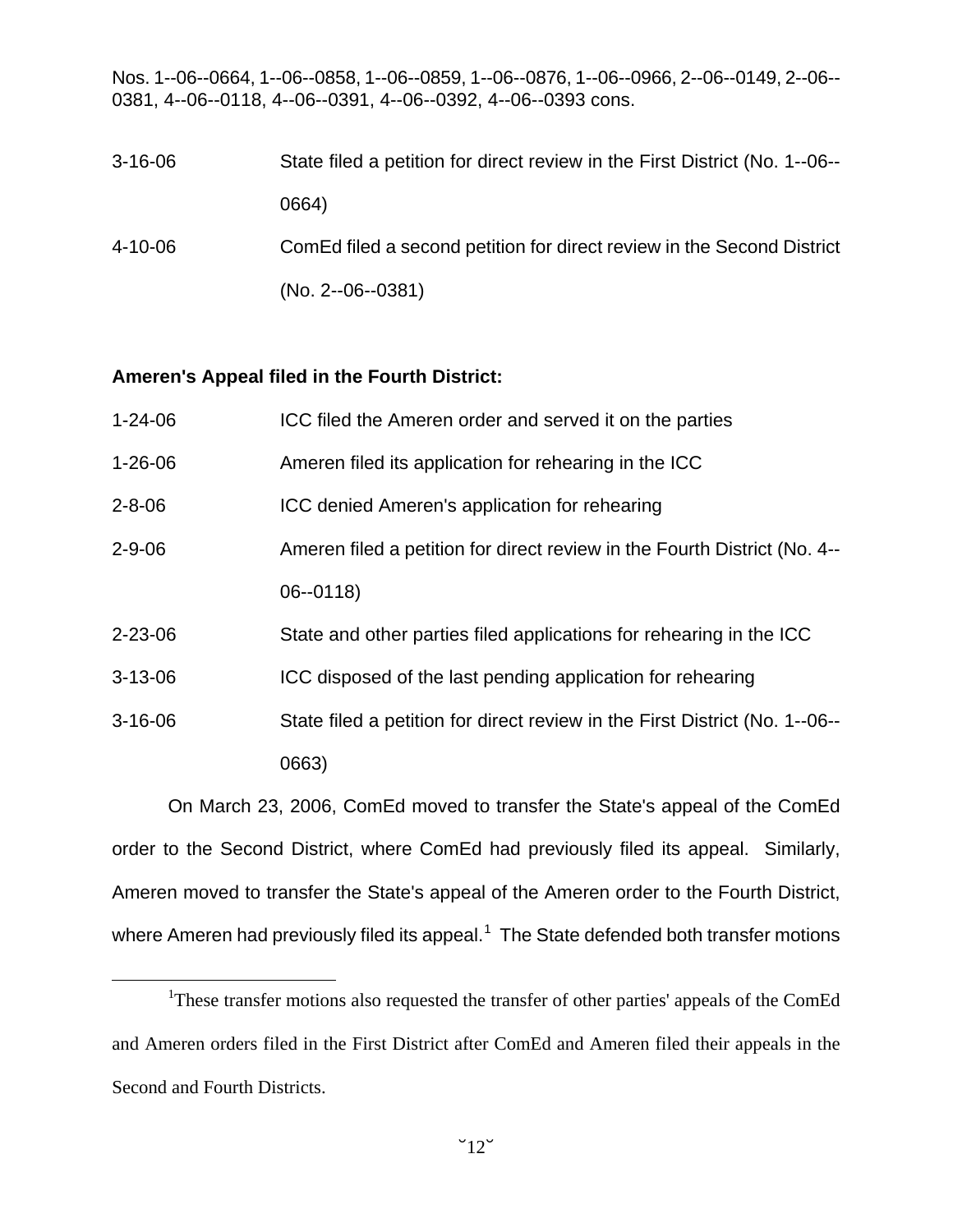Nos. 1--06--0664, 1--06--0858, 1--06--0859, 1--06--0876, 1--06--0966, 2--06--0149, 2--06--0381, 4--06--0118, 4--06--0391, 4--06--0392, 4--06--0393 cons.

| | |
|---|---|
| 3-16-06 | State filed a petition for direct review in the First District (No. 1--06--0664) |
| 4-10-06 | ComEd filed a second petition for direct review in the Second District (No. 2--06--0381) |

**Ameren's Appeal filed in the Fourth District:**

| | |
|---|---|
| 1-24-06 | ICC filed the Ameren order and served it on the parties |
| 1-26-06 | Ameren filed its application for rehearing in the ICC |
| 2-8-06 | ICC denied Ameren's application for rehearing |
| 2-9-06 | Ameren filed a petition for direct review in the Fourth District (No. 4--06--0118) |
| 2-23-06 | State and other parties filed applications for rehearing in the ICC |
| 3-13-06 | ICC disposed of the last pending application for rehearing |
| 3-16-06 | State filed a petition for direct review in the First District (No. 1--06--0663) |

On March 23, 2006, ComEd moved to transfer the State's appeal of the ComEd order to the Second District, where ComEd had previously filed its appeal. Similarly, Ameren moved to transfer the State's appeal of the Ameren order to the Fourth District, where Ameren had previously filed its appeal.[1] The State defended both transfer motions

[1] These transfer motions also requested the transfer of other parties' appeals of the ComEd and Ameren orders filed in the First District after ComEd and Ameren filed their appeals in the Second and Fourth Districts.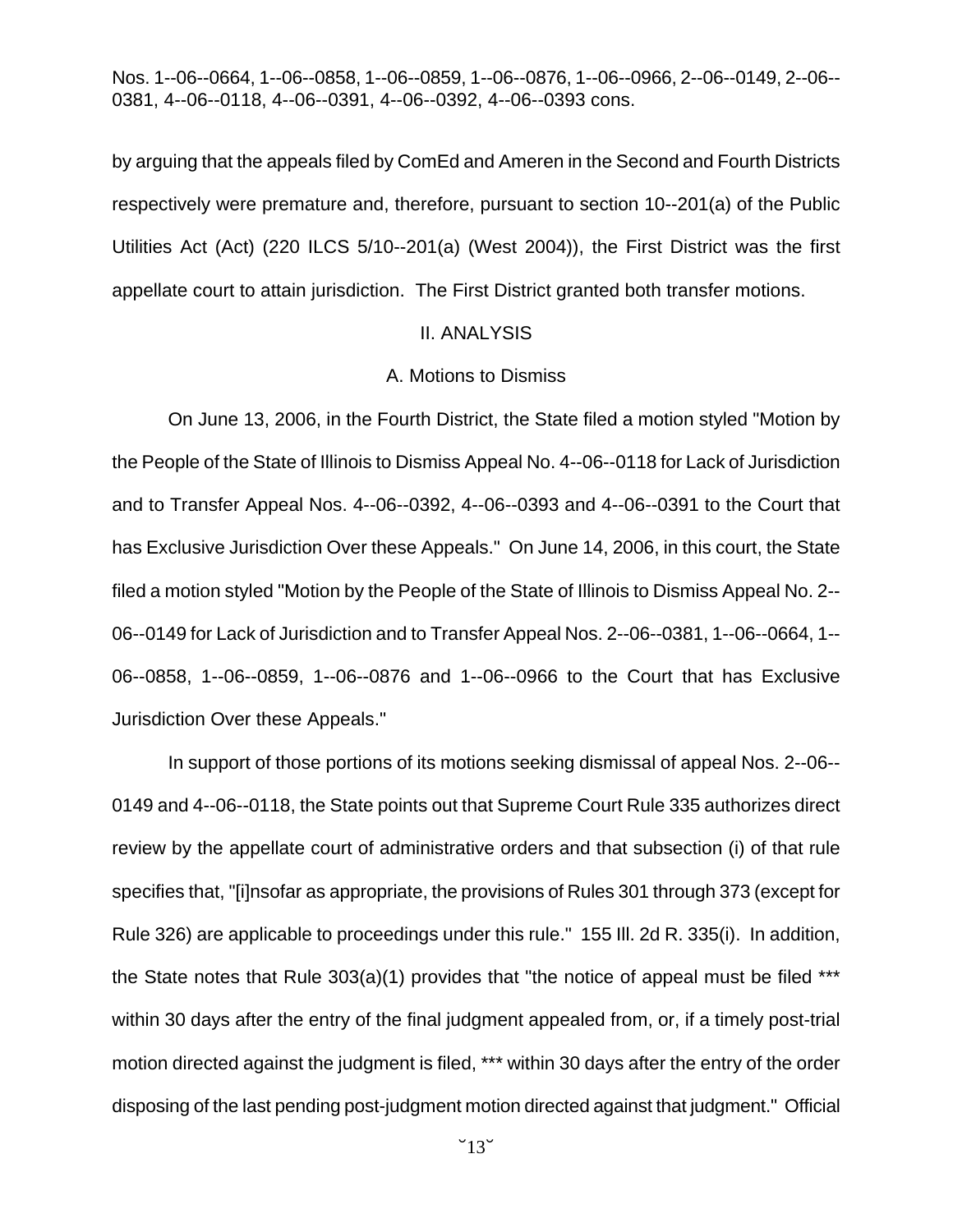by arguing that the appeals filed by ComEd and Ameren in the Second and Fourth Districts respectively were premature and, therefore, pursuant to section 10--201(a) of the Public Utilities Act (Act) (220 ILCS 5/10--201(a) (West 2004)), the First District was the first appellate court to attain jurisdiction. The First District granted both transfer motions.

## II. ANALYSIS

### A. Motions to Dismiss

On June 13, 2006, in the Fourth District, the State filed a motion styled "Motion by the People of the State of Illinois to Dismiss Appeal No. 4--06--0118 for Lack of Jurisdiction and to Transfer Appeal Nos. 4--06--0392, 4--06--0393 and 4--06--0391 to the Court that has Exclusive Jurisdiction Over these Appeals." On June 14, 2006, in this court, the State filed a motion styled "Motion by the People of the State of Illinois to Dismiss Appeal No. 2--06--0149 for Lack of Jurisdiction and to Transfer Appeal Nos. 2--06--0381, 1--06--0664, 1--06--0858, 1--06--0859, 1--06--0876 and 1--06--0966 to the Court that has Exclusive Jurisdiction Over these Appeals."

In support of those portions of its motions seeking dismissal of appeal Nos. 2--06--0149 and 4--06--0118, the State points out that Supreme Court Rule 335 authorizes direct review by the appellate court of administrative orders and that subsection (i) of that rule specifies that, "[i]nsofar as appropriate, the provisions of Rules 301 through 373 (except for Rule 326) are applicable to proceedings under this rule." 155 Ill. 2d R. 335(i). In addition, the State notes that Rule 303(a)(1) provides that "the notice of appeal must be filed *** within 30 days after the entry of the final judgment appealed from, or, if a timely post-trial motion directed against the judgment is filed, *** within 30 days after the entry of the order disposing of the last pending post-judgment motion directed against that judgment." Official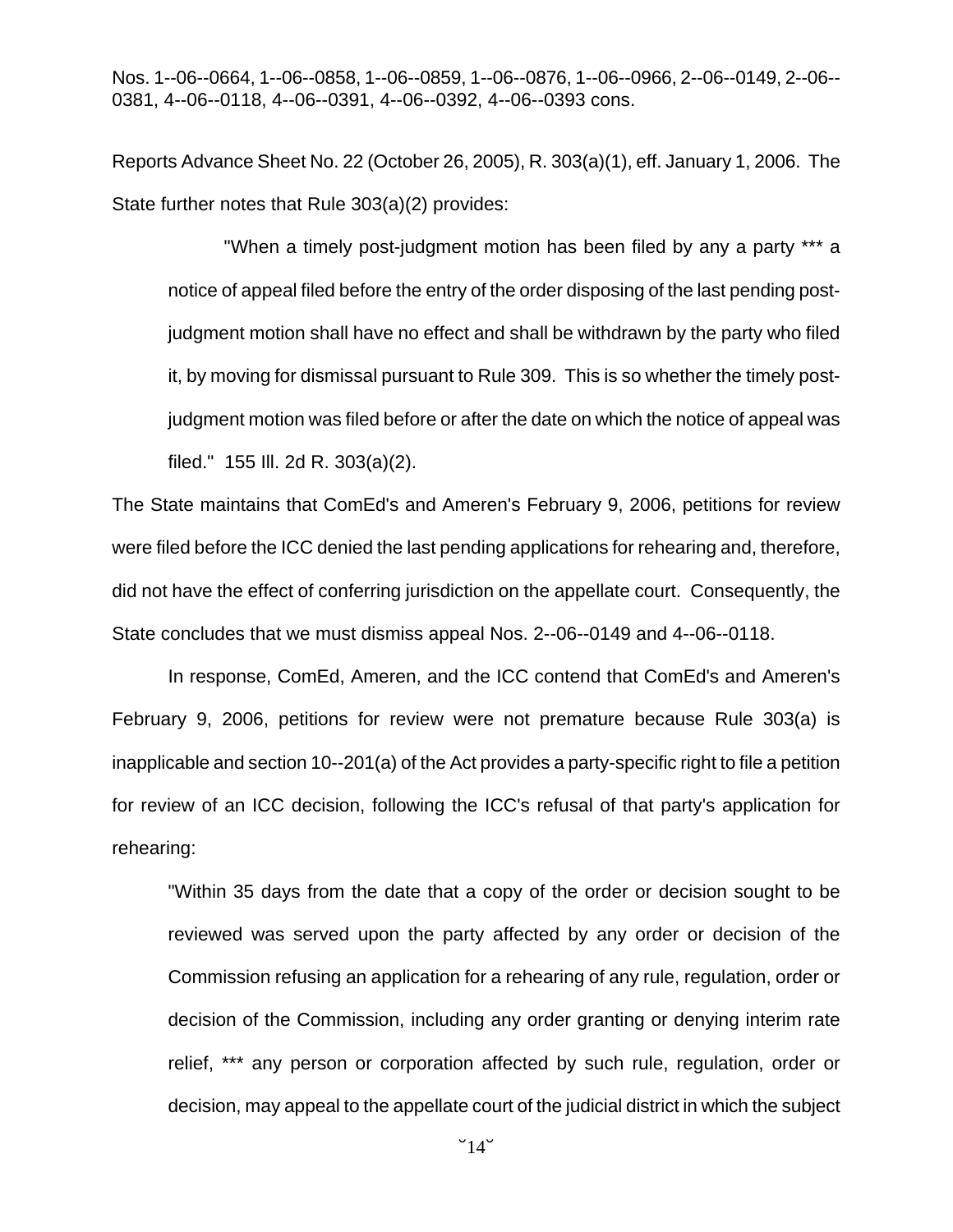Reports Advance Sheet No. 22 (October 26, 2005), R. 303(a)(1), eff. January 1, 2006. The State further notes that Rule 303(a)(2) provides:

> "When a timely post-judgment motion has been filed by any a party *** a notice of appeal filed before the entry of the order disposing of the last pending post-judgment motion shall have no effect and shall be withdrawn by the party who filed it, by moving for dismissal pursuant to Rule 309. This is so whether the timely post-judgment motion was filed before or after the date on which the notice of appeal was filed." 155 Ill. 2d R. 303(a)(2).

The State maintains that ComEd's and Ameren's February 9, 2006, petitions for review were filed before the ICC denied the last pending applications for rehearing and, therefore, did not have the effect of conferring jurisdiction on the appellate court. Consequently, the State concludes that we must dismiss appeal Nos. 2--06--0149 and 4--06--0118.

In response, ComEd, Ameren, and the ICC contend that ComEd's and Ameren's February 9, 2006, petitions for review were not premature because Rule 303(a) is inapplicable and section 10--201(a) of the Act provides a party-specific right to file a petition for review of an ICC decision, following the ICC's refusal of that party's application for rehearing:

> "Within 35 days from the date that a copy of the order or decision sought to be reviewed was served upon the party affected by any order or decision of the Commission refusing an application for a rehearing of any rule, regulation, order or decision of the Commission, including any order granting or denying interim rate relief, *** any person or corporation affected by such rule, regulation, order or decision, may appeal to the appellate court of the judicial district in which the subject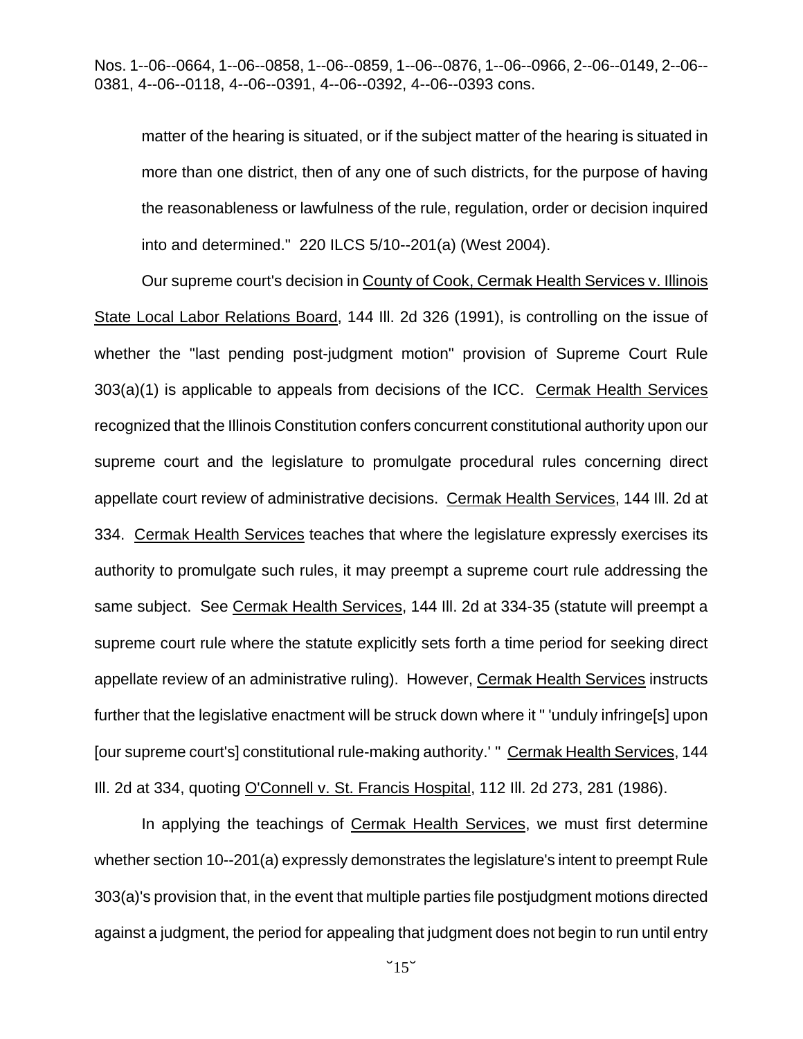matter of the hearing is situated, or if the subject matter of the hearing is situated in more than one district, then of any one of such districts, for the purpose of having the reasonableness or lawfulness of the rule, regulation, order or decision inquired into and determined." 220 ILCS 5/10--201(a) (West 2004).

Our supreme court's decision in County of Cook, Cermak Health Services v. Illinois State Local Labor Relations Board, 144 Ill. 2d 326 (1991), is controlling on the issue of whether the "last pending post-judgment motion" provision of Supreme Court Rule 303(a)(1) is applicable to appeals from decisions of the ICC. Cermak Health Services recognized that the Illinois Constitution confers concurrent constitutional authority upon our supreme court and the legislature to promulgate procedural rules concerning direct appellate court review of administrative decisions. Cermak Health Services, 144 Ill. 2d at 334. Cermak Health Services teaches that where the legislature expressly exercises its authority to promulgate such rules, it may preempt a supreme court rule addressing the same subject. See Cermak Health Services, 144 Ill. 2d at 334-35 (statute will preempt a supreme court rule where the statute explicitly sets forth a time period for seeking direct appellate review of an administrative ruling). However, Cermak Health Services instructs further that the legislative enactment will be struck down where it " 'unduly infringe[s] upon [our supreme court's] constitutional rule-making authority.' " Cermak Health Services, 144 Ill. 2d at 334, quoting O'Connell v. St. Francis Hospital, 112 Ill. 2d 273, 281 (1986).

In applying the teachings of Cermak Health Services, we must first determine whether section 10--201(a) expressly demonstrates the legislature's intent to preempt Rule 303(a)'s provision that, in the event that multiple parties file postjudgment motions directed against a judgment, the period for appealing that judgment does not begin to run until entry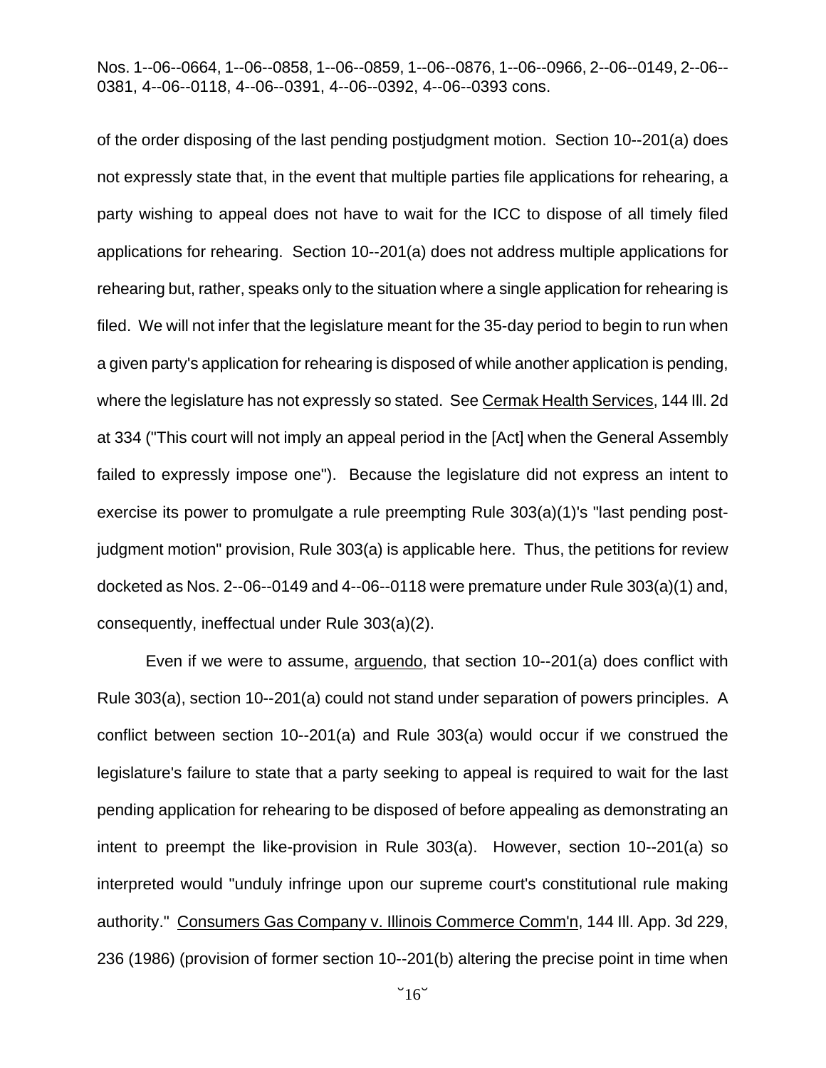of the order disposing of the last pending postjudgment motion. Section 10--201(a) does not expressly state that, in the event that multiple parties file applications for rehearing, a party wishing to appeal does not have to wait for the ICC to dispose of all timely filed applications for rehearing. Section 10--201(a) does not address multiple applications for rehearing but, rather, speaks only to the situation where a single application for rehearing is filed. We will not infer that the legislature meant for the 35-day period to begin to run when a given party's application for rehearing is disposed of while another application is pending, where the legislature has not expressly so stated. See Cermak Health Services, 144 Ill. 2d at 334 ("This court will not imply an appeal period in the [Act] when the General Assembly failed to expressly impose one"). Because the legislature did not express an intent to exercise its power to promulgate a rule preempting Rule 303(a)(1)'s "last pending post-judgment motion" provision, Rule 303(a) is applicable here. Thus, the petitions for review docketed as Nos. 2--06--0149 and 4--06--0118 were premature under Rule 303(a)(1) and, consequently, ineffectual under Rule 303(a)(2).

Even if we were to assume, arguendo, that section 10--201(a) does conflict with Rule 303(a), section 10--201(a) could not stand under separation of powers principles. A conflict between section 10--201(a) and Rule 303(a) would occur if we construed the legislature's failure to state that a party seeking to appeal is required to wait for the last pending application for rehearing to be disposed of before appealing as demonstrating an intent to preempt the like-provision in Rule 303(a). However, section 10--201(a) so interpreted would "unduly infringe upon our supreme court's constitutional rule making authority." Consumers Gas Company v. Illinois Commerce Comm'n, 144 Ill. App. 3d 229, 236 (1986) (provision of former section 10--201(b) altering the precise point in time when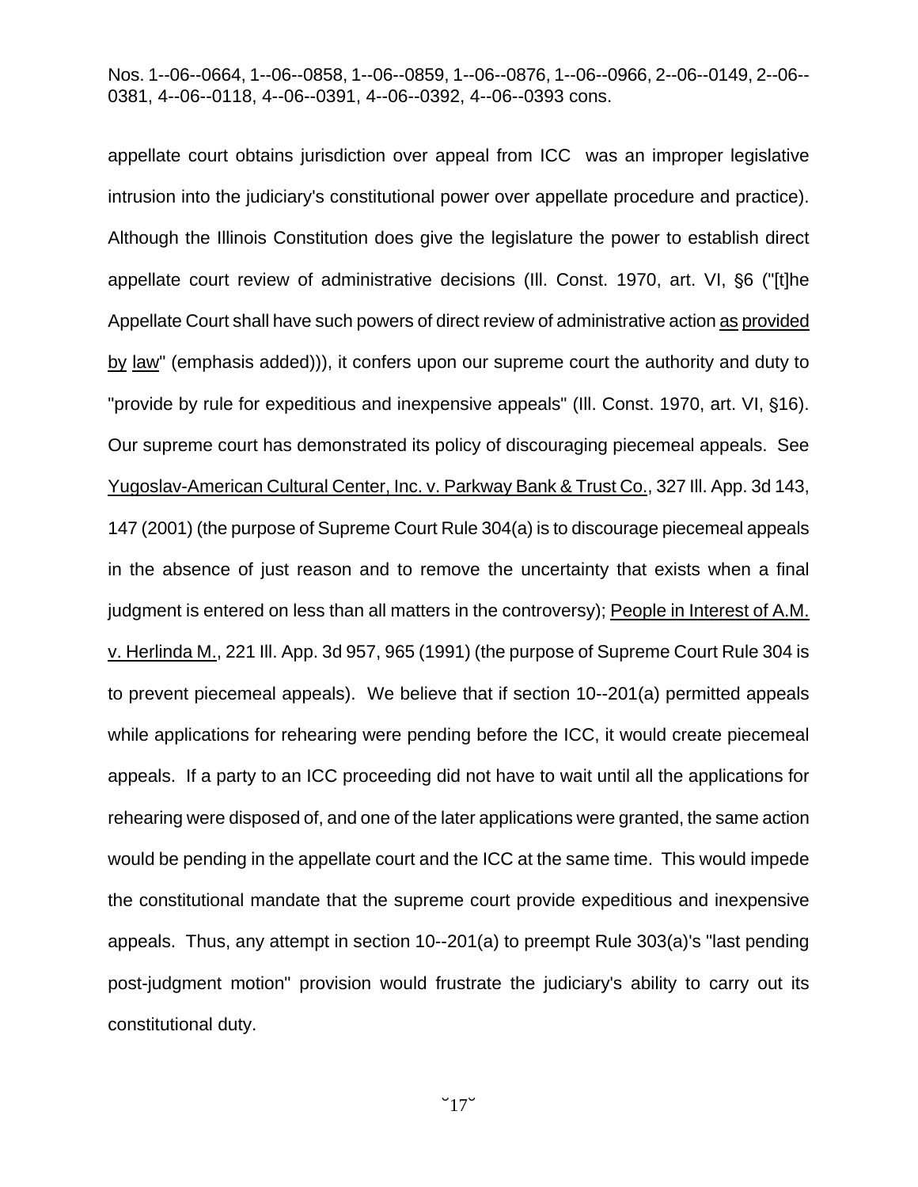appellate court obtains jurisdiction over appeal from ICC was an improper legislative intrusion into the judiciary's constitutional power over appellate procedure and practice). Although the Illinois Constitution does give the legislature the power to establish direct appellate court review of administrative decisions (Ill. Const. 1970, art. VI, §6 ("[t]he Appellate Court shall have such powers of direct review of administrative action as provided by law" (emphasis added))), it confers upon our supreme court the authority and duty to "provide by rule for expeditious and inexpensive appeals" (Ill. Const. 1970, art. VI, §16). Our supreme court has demonstrated its policy of discouraging piecemeal appeals. See Yugoslav-American Cultural Center, Inc. v. Parkway Bank & Trust Co., 327 Ill. App. 3d 143, 147 (2001) (the purpose of Supreme Court Rule 304(a) is to discourage piecemeal appeals in the absence of just reason and to remove the uncertainty that exists when a final judgment is entered on less than all matters in the controversy); People in Interest of A.M. v. Herlinda M., 221 Ill. App. 3d 957, 965 (1991) (the purpose of Supreme Court Rule 304 is to prevent piecemeal appeals). We believe that if section 10--201(a) permitted appeals while applications for rehearing were pending before the ICC, it would create piecemeal appeals. If a party to an ICC proceeding did not have to wait until all the applications for rehearing were disposed of, and one of the later applications were granted, the same action would be pending in the appellate court and the ICC at the same time. This would impede the constitutional mandate that the supreme court provide expeditious and inexpensive appeals. Thus, any attempt in section 10--201(a) to preempt Rule 303(a)'s "last pending post-judgment motion" provision would frustrate the judiciary's ability to carry out its constitutional duty.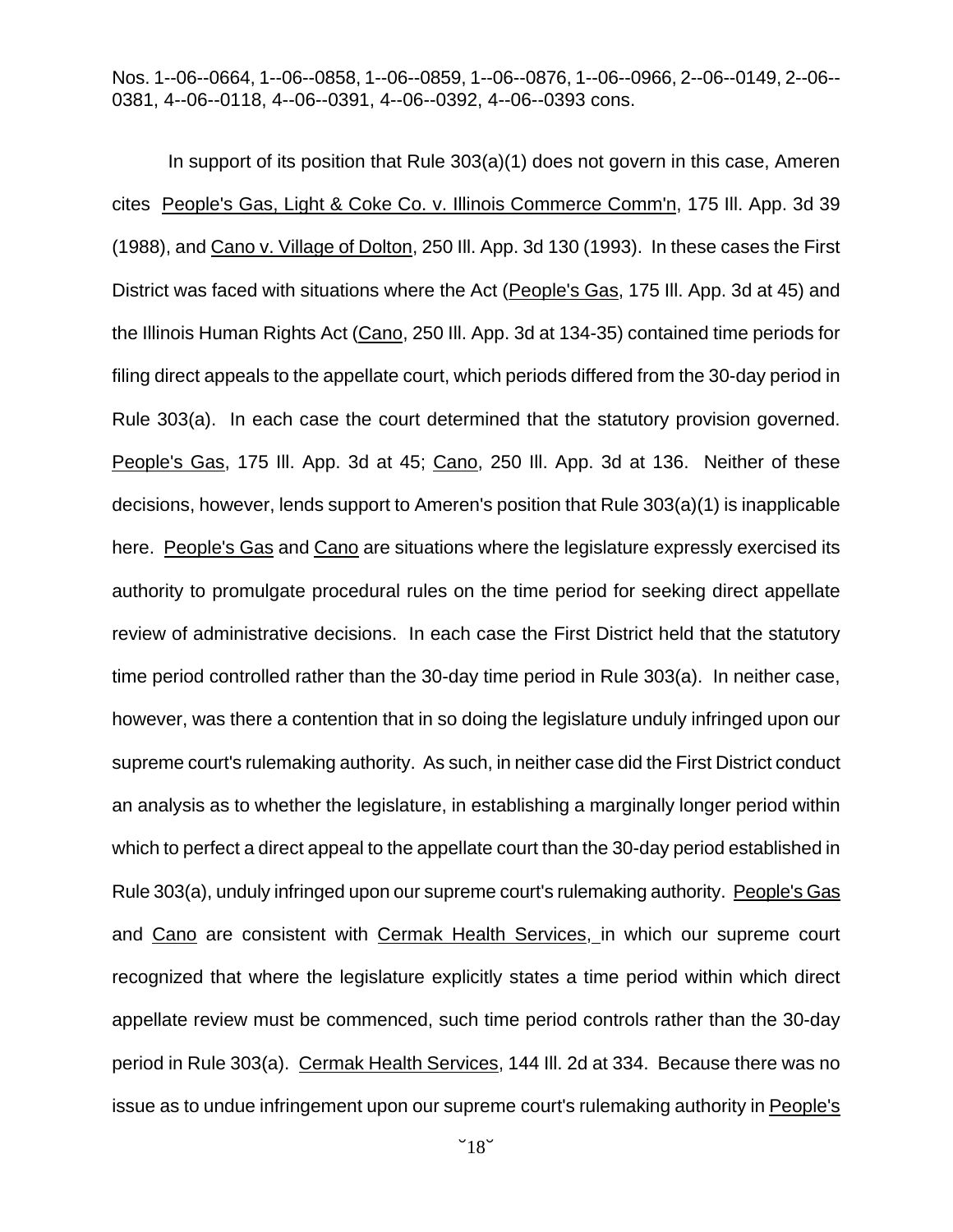In support of its position that Rule 303(a)(1) does not govern in this case, Ameren cites People's Gas, Light & Coke Co. v. Illinois Commerce Comm'n, 175 Ill. App. 3d 39 (1988), and Cano v. Village of Dolton, 250 Ill. App. 3d 130 (1993). In these cases the First District was faced with situations where the Act (People's Gas, 175 Ill. App. 3d at 45) and the Illinois Human Rights Act (Cano, 250 Ill. App. 3d at 134-35) contained time periods for filing direct appeals to the appellate court, which periods differed from the 30-day period in Rule 303(a). In each case the court determined that the statutory provision governed. People's Gas, 175 Ill. App. 3d at 45; Cano, 250 Ill. App. 3d at 136. Neither of these decisions, however, lends support to Ameren's position that Rule 303(a)(1) is inapplicable here. People's Gas and Cano are situations where the legislature expressly exercised its authority to promulgate procedural rules on the time period for seeking direct appellate review of administrative decisions. In each case the First District held that the statutory time period controlled rather than the 30-day time period in Rule 303(a). In neither case, however, was there a contention that in so doing the legislature unduly infringed upon our supreme court's rulemaking authority. As such, in neither case did the First District conduct an analysis as to whether the legislature, in establishing a marginally longer period within which to perfect a direct appeal to the appellate court than the 30-day period established in Rule 303(a), unduly infringed upon our supreme court's rulemaking authority. People's Gas and Cano are consistent with Cermak Health Services, in which our supreme court recognized that where the legislature explicitly states a time period within which direct appellate review must be commenced, such time period controls rather than the 30-day period in Rule 303(a). Cermak Health Services, 144 Ill. 2d at 334. Because there was no issue as to undue infringement upon our supreme court's rulemaking authority in People's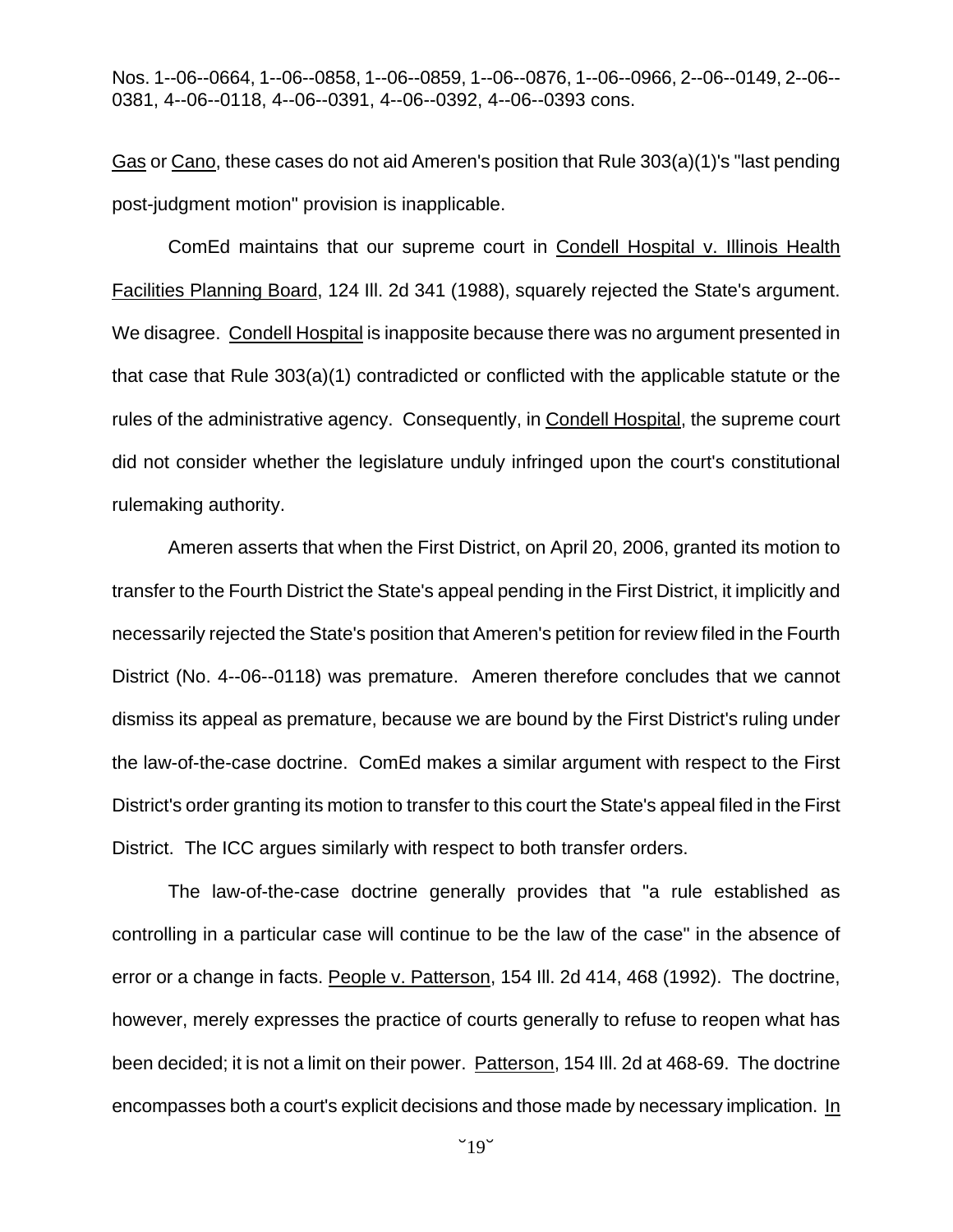Gas or Cano, these cases do not aid Ameren's position that Rule 303(a)(1)'s "last pending post-judgment motion" provision is inapplicable.

ComEd maintains that our supreme court in Condell Hospital v. Illinois Health Facilities Planning Board, 124 Ill. 2d 341 (1988), squarely rejected the State's argument. We disagree. Condell Hospital is inapposite because there was no argument presented in that case that Rule 303(a)(1) contradicted or conflicted with the applicable statute or the rules of the administrative agency. Consequently, in Condell Hospital, the supreme court did not consider whether the legislature unduly infringed upon the court's constitutional rulemaking authority.

Ameren asserts that when the First District, on April 20, 2006, granted its motion to transfer to the Fourth District the State's appeal pending in the First District, it implicitly and necessarily rejected the State's position that Ameren's petition for review filed in the Fourth District (No. 4--06--0118) was premature. Ameren therefore concludes that we cannot dismiss its appeal as premature, because we are bound by the First District's ruling under the law-of-the-case doctrine. ComEd makes a similar argument with respect to the First District's order granting its motion to transfer to this court the State's appeal filed in the First District. The ICC argues similarly with respect to both transfer orders.

The law-of-the-case doctrine generally provides that "a rule established as controlling in a particular case will continue to be the law of the case" in the absence of error or a change in facts. People v. Patterson, 154 Ill. 2d 414, 468 (1992). The doctrine, however, merely expresses the practice of courts generally to refuse to reopen what has been decided; it is not a limit on their power. Patterson, 154 Ill. 2d at 468-69. The doctrine encompasses both a court's explicit decisions and those made by necessary implication. In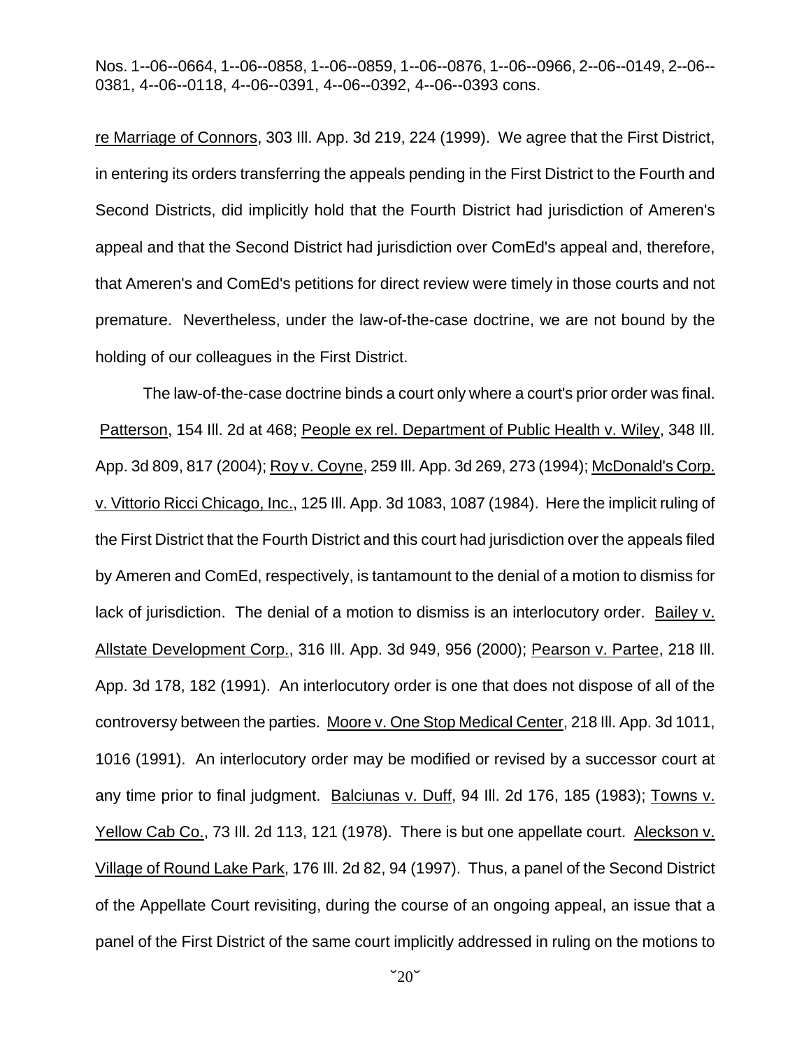re Marriage of Connors, 303 Ill. App. 3d 219, 224 (1999). We agree that the First District, in entering its orders transferring the appeals pending in the First District to the Fourth and Second Districts, did implicitly hold that the Fourth District had jurisdiction of Ameren's appeal and that the Second District had jurisdiction over ComEd's appeal and, therefore, that Ameren's and ComEd's petitions for direct review were timely in those courts and not premature. Nevertheless, under the law-of-the-case doctrine, we are not bound by the holding of our colleagues in the First District.

The law-of-the-case doctrine binds a court only where a court's prior order was final. Patterson, 154 Ill. 2d at 468; People ex rel. Department of Public Health v. Wiley, 348 Ill. App. 3d 809, 817 (2004); Roy v. Coyne, 259 Ill. App. 3d 269, 273 (1994); McDonald's Corp. v. Vittorio Ricci Chicago, Inc., 125 Ill. App. 3d 1083, 1087 (1984). Here the implicit ruling of the First District that the Fourth District and this court had jurisdiction over the appeals filed by Ameren and ComEd, respectively, is tantamount to the denial of a motion to dismiss for lack of jurisdiction. The denial of a motion to dismiss is an interlocutory order. Bailey v. Allstate Development Corp., 316 Ill. App. 3d 949, 956 (2000); Pearson v. Partee, 218 Ill. App. 3d 178, 182 (1991). An interlocutory order is one that does not dispose of all of the controversy between the parties. Moore v. One Stop Medical Center, 218 Ill. App. 3d 1011, 1016 (1991). An interlocutory order may be modified or revised by a successor court at any time prior to final judgment. Balciunas v. Duff, 94 Ill. 2d 176, 185 (1983); Towns v. Yellow Cab Co., 73 Ill. 2d 113, 121 (1978). There is but one appellate court. Aleckson v. Village of Round Lake Park, 176 Ill. 2d 82, 94 (1997). Thus, a panel of the Second District of the Appellate Court revisiting, during the course of an ongoing appeal, an issue that a panel of the First District of the same court implicitly addressed in ruling on the motions to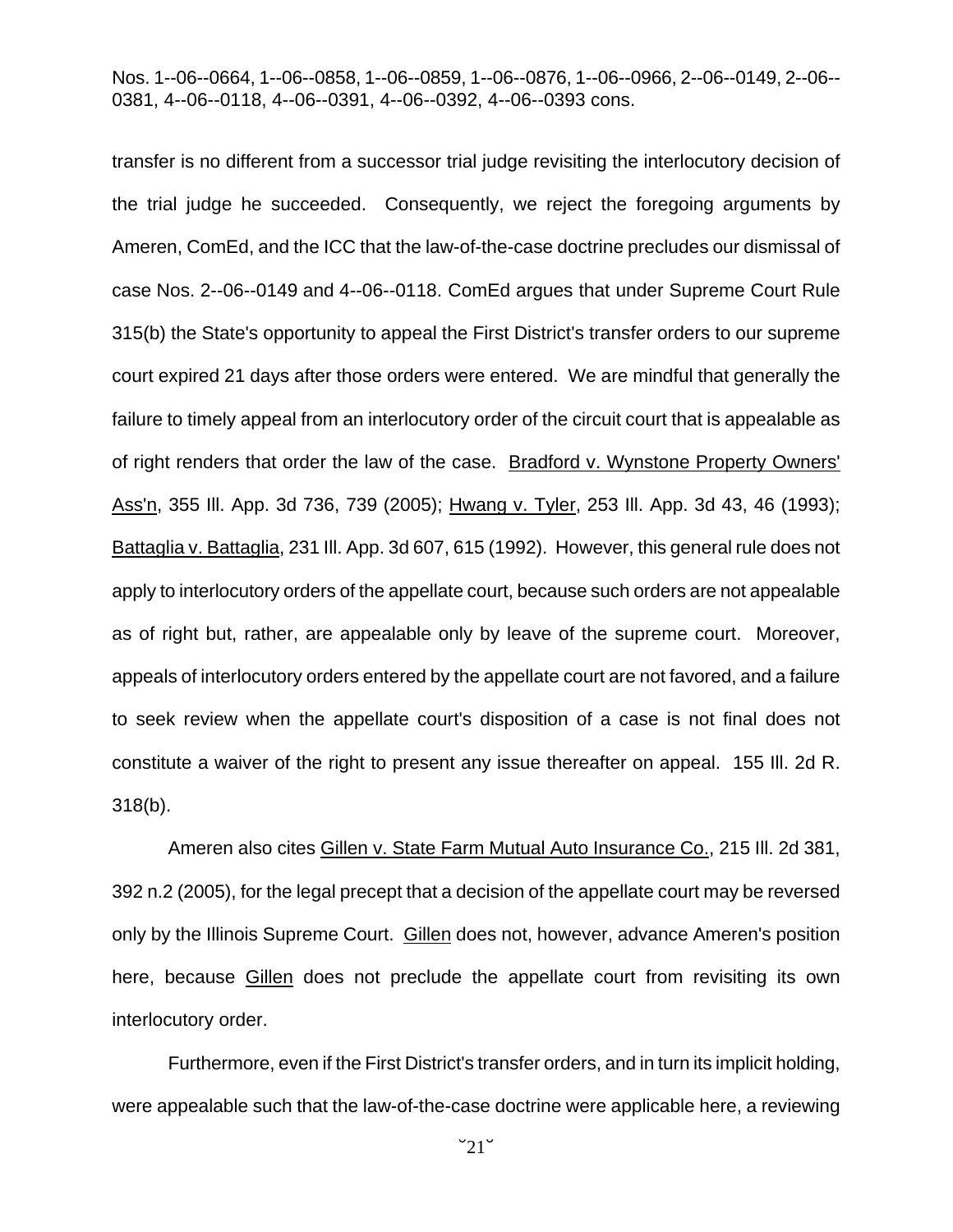transfer is no different from a successor trial judge revisiting the interlocutory decision of the trial judge he succeeded. Consequently, we reject the foregoing arguments by Ameren, ComEd, and the ICC that the law-of-the-case doctrine precludes our dismissal of case Nos. 2--06--0149 and 4--06--0118. ComEd argues that under Supreme Court Rule 315(b) the State's opportunity to appeal the First District's transfer orders to our supreme court expired 21 days after those orders were entered. We are mindful that generally the failure to timely appeal from an interlocutory order of the circuit court that is appealable as of right renders that order the law of the case. Bradford v. Wynstone Property Owners' Ass'n, 355 Ill. App. 3d 736, 739 (2005); Hwang v. Tyler, 253 Ill. App. 3d 43, 46 (1993); Battaglia v. Battaglia, 231 Ill. App. 3d 607, 615 (1992). However, this general rule does not apply to interlocutory orders of the appellate court, because such orders are not appealable as of right but, rather, are appealable only by leave of the supreme court. Moreover, appeals of interlocutory orders entered by the appellate court are not favored, and a failure to seek review when the appellate court's disposition of a case is not final does not constitute a waiver of the right to present any issue thereafter on appeal. 155 Ill. 2d R. 318(b).

Ameren also cites Gillen v. State Farm Mutual Auto Insurance Co., 215 Ill. 2d 381, 392 n.2 (2005), for the legal precept that a decision of the appellate court may be reversed only by the Illinois Supreme Court. Gillen does not, however, advance Ameren's position here, because Gillen does not preclude the appellate court from revisiting its own interlocutory order.

Furthermore, even if the First District's transfer orders, and in turn its implicit holding, were appealable such that the law-of-the-case doctrine were applicable here, a reviewing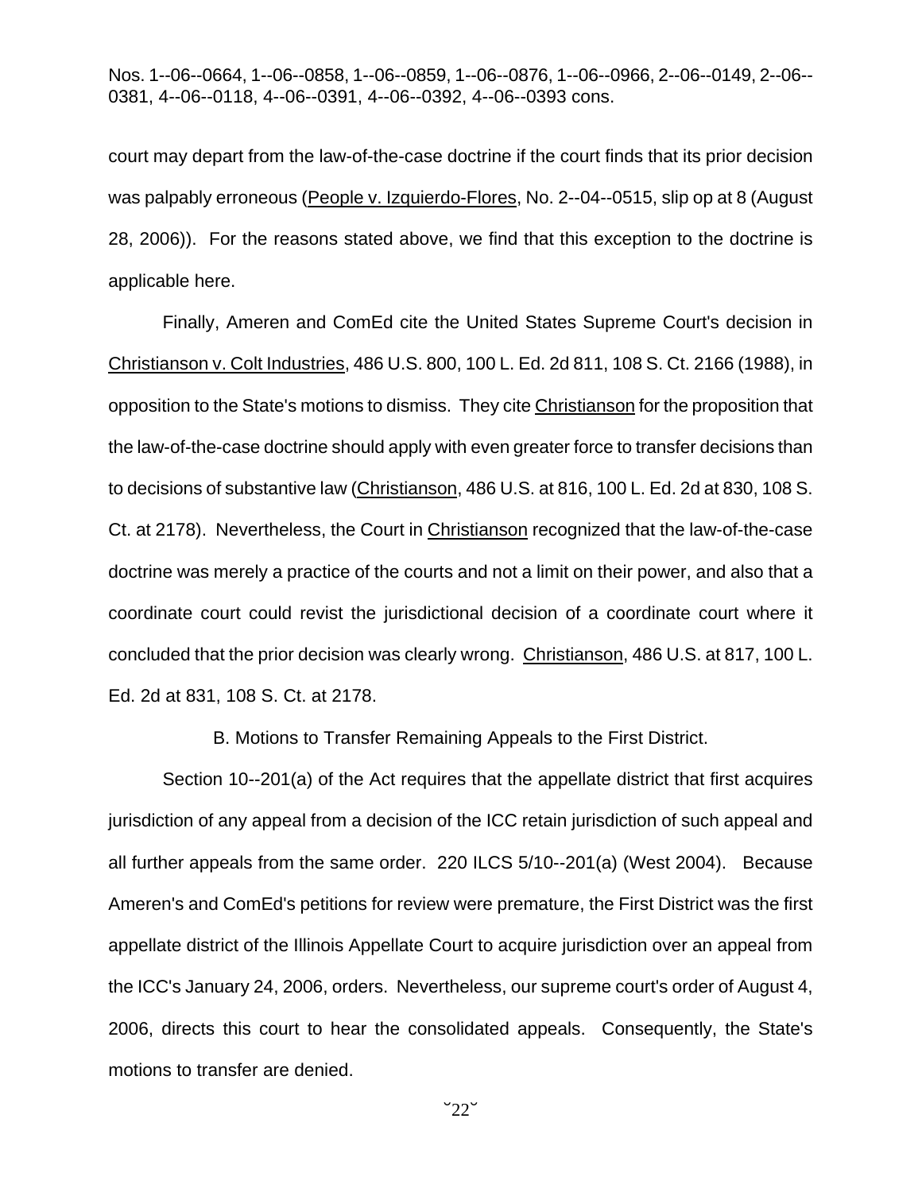court may depart from the law-of-the-case doctrine if the court finds that its prior decision was palpably erroneous (People v. Izquierdo-Flores, No. 2--04--0515, slip op at 8 (August 28, 2006)). For the reasons stated above, we find that this exception to the doctrine is applicable here.

Finally, Ameren and ComEd cite the United States Supreme Court's decision in Christianson v. Colt Industries, 486 U.S. 800, 100 L. Ed. 2d 811, 108 S. Ct. 2166 (1988), in opposition to the State's motions to dismiss. They cite Christianson for the proposition that the law-of-the-case doctrine should apply with even greater force to transfer decisions than to decisions of substantive law (Christianson, 486 U.S. at 816, 100 L. Ed. 2d at 830, 108 S. Ct. at 2178). Nevertheless, the Court in Christianson recognized that the law-of-the-case doctrine was merely a practice of the courts and not a limit on their power, and also that a coordinate court could revist the jurisdictional decision of a coordinate court where it concluded that the prior decision was clearly wrong. Christianson, 486 U.S. at 817, 100 L. Ed. 2d at 831, 108 S. Ct. at 2178.

B. Motions to Transfer Remaining Appeals to the First District.

Section 10--201(a) of the Act requires that the appellate district that first acquires jurisdiction of any appeal from a decision of the ICC retain jurisdiction of such appeal and all further appeals from the same order. 220 ILCS 5/10--201(a) (West 2004). Because Ameren's and ComEd's petitions for review were premature, the First District was the first appellate district of the Illinois Appellate Court to acquire jurisdiction over an appeal from the ICC's January 24, 2006, orders. Nevertheless, our supreme court's order of August 4, 2006, directs this court to hear the consolidated appeals. Consequently, the State's motions to transfer are denied.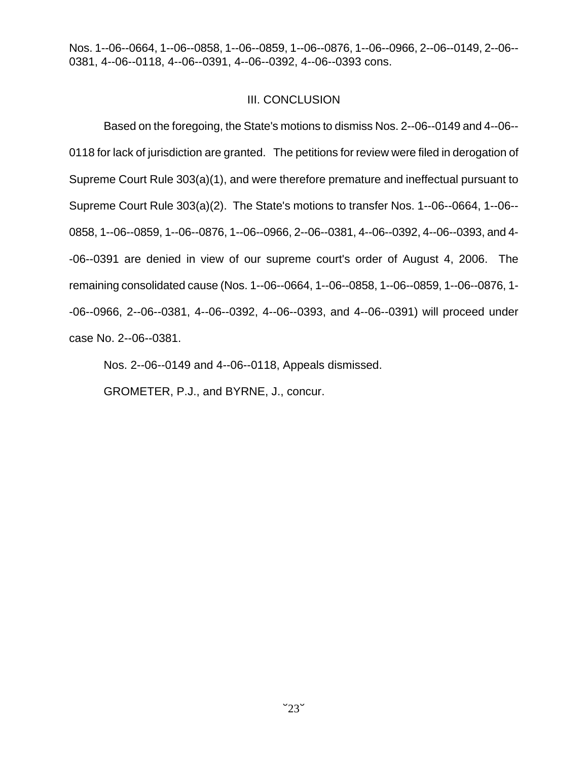Nos. 1--06--0664, 1--06--0858, 1--06--0859, 1--06--0876, 1--06--0966, 2--06--0149, 2--06--0381, 4--06--0118, 4--06--0391, 4--06--0392, 4--06--0393 cons.

## III. CONCLUSION

Based on the foregoing, the State's motions to dismiss Nos. 2--06--0149 and 4--06--0118 for lack of jurisdiction are granted. The petitions for review were filed in derogation of Supreme Court Rule 303(a)(1), and were therefore premature and ineffectual pursuant to Supreme Court Rule 303(a)(2). The State's motions to transfer Nos. 1--06--0664, 1--06--0858, 1--06--0859, 1--06--0876, 1--06--0966, 2--06--0381, 4--06--0392, 4--06--0393, and 4--06--0391 are denied in view of our supreme court's order of August 4, 2006. The remaining consolidated cause (Nos. 1--06--0664, 1--06--0858, 1--06--0859, 1--06--0876, 1--06--0966, 2--06--0381, 4--06--0392, 4--06--0393, and 4--06--0391) will proceed under case No. 2--06--0381.

Nos. 2--06--0149 and 4--06--0118, Appeals dismissed.

GROMETER, P.J., and BYRNE, J., concur.